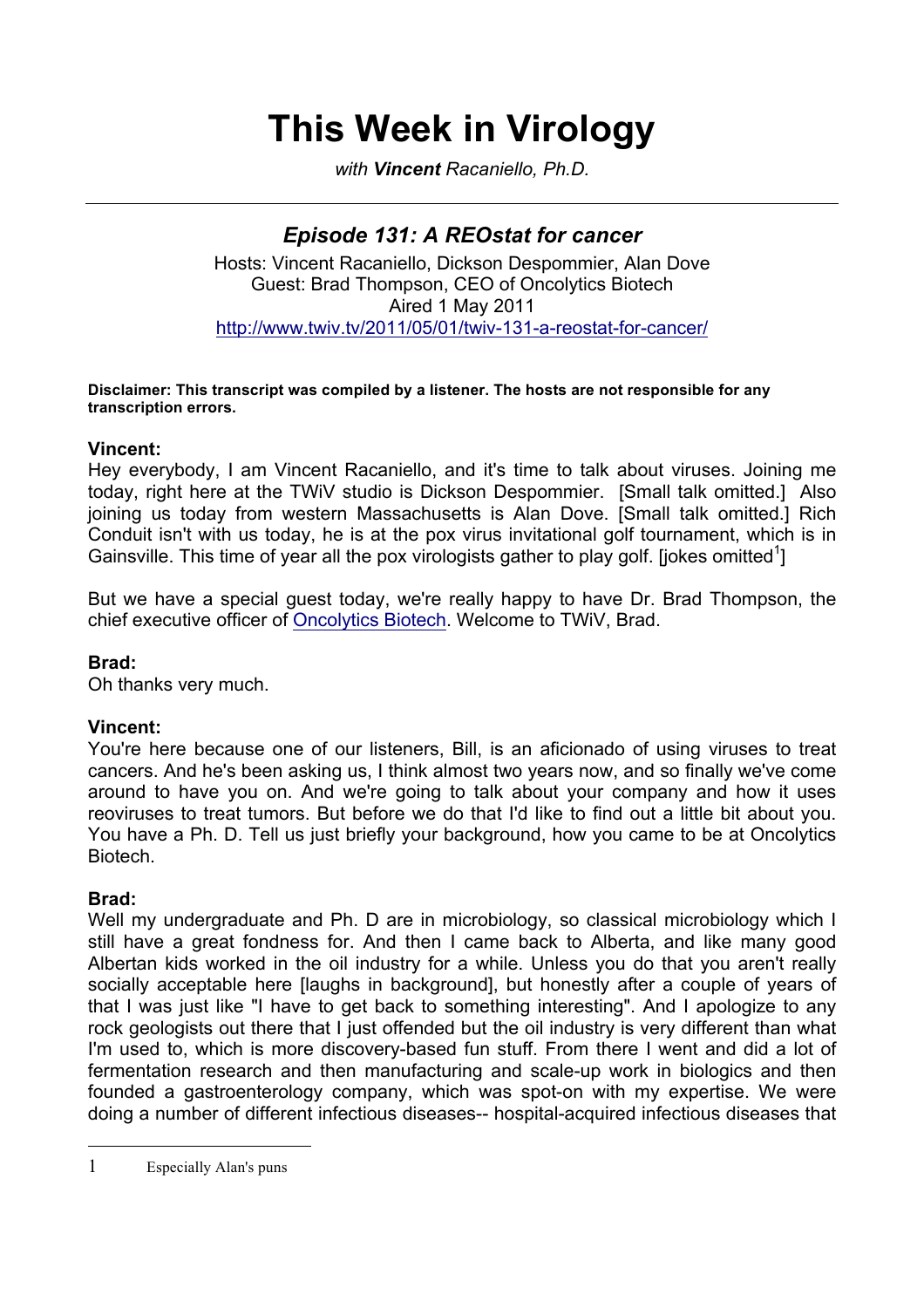# This Week in Virology

*with **Vincent** Racaniello, Ph.D.*

---

## *Episode 131: A REOstat for cancer*

Hosts: Vincent Racaniello, Dickson Despommier, Alan Dove
Guest: Brad Thompson, CEO of Oncolytics Biotech
Aired 1 May 2011
http://www.twiv.tv/2011/05/01/twiv-131-a-reostat-for-cancer/

**Disclaimer: This transcript was compiled by a listener. The hosts are not responsible for any transcription errors.**

**Vincent:**
Hey everybody, I am Vincent Racaniello, and it's time to talk about viruses. Joining me today, right here at the TWiV studio is Dickson Despommier. [Small talk omitted.] Also joining us today from western Massachusetts is Alan Dove. [Small talk omitted.] Rich Conduit isn't with us today, he is at the pox virus invitational golf tournament, which is in Gainsville. This time of year all the pox virologists gather to play golf. [jokes omitted[1]]

But we have a special guest today, we're really happy to have Dr. Brad Thompson, the chief executive officer of Oncolytics Biotech. Welcome to TWiV, Brad.

**Brad:**
Oh thanks very much.

**Vincent:**
You're here because one of our listeners, Bill, is an aficionado of using viruses to treat cancers. And he's been asking us, I think almost two years now, and so finally we've come around to have you on. And we're going to talk about your company and how it uses reoviruses to treat tumors. But before we do that I'd like to find out a little bit about you. You have a Ph. D. Tell us just briefly your background, how you came to be at Oncolytics Biotech.

**Brad:**
Well my undergraduate and Ph. D are in microbiology, so classical microbiology which I still have a great fondness for. And then I came back to Alberta, and like many good Albertan kids worked in the oil industry for a while. Unless you do that you aren't really socially acceptable here [laughs in background], but honestly after a couple of years of that I was just like "I have to get back to something interesting". And I apologize to any rock geologists out there that I just offended but the oil industry is very different than what I'm used to, which is more discovery-based fun stuff. From there I went and did a lot of fermentation research and then manufacturing and scale-up work in biologics and then founded a gastroenterology company, which was spot-on with my expertise. We were doing a number of different infectious diseases-- hospital-acquired infectious diseases that

---

1 Especially Alan's puns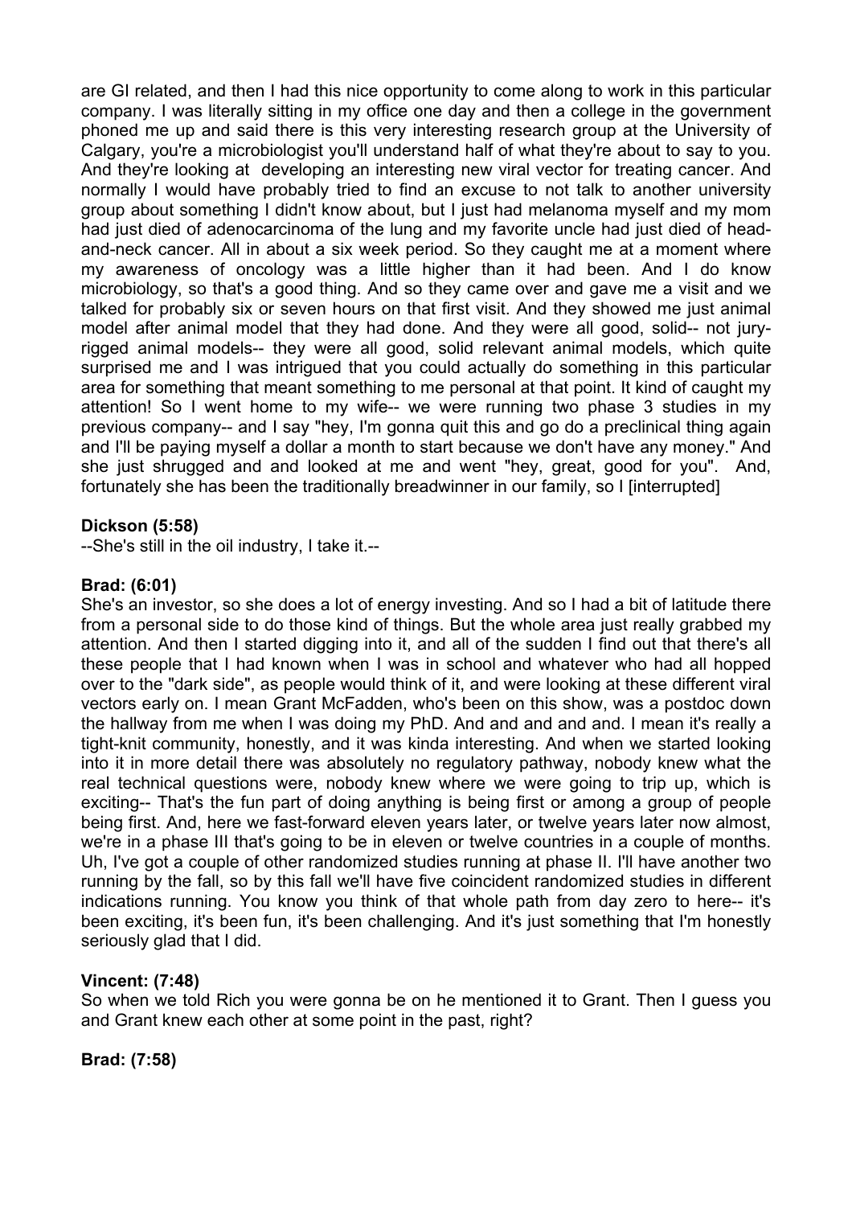are GI related, and then I had this nice opportunity to come along to work in this particular company. I was literally sitting in my office one day and then a college in the government phoned me up and said there is this very interesting research group at the University of Calgary, you're a microbiologist you'll understand half of what they're about to say to you. And they're looking at developing an interesting new viral vector for treating cancer. And normally I would have probably tried to find an excuse to not talk to another university group about something I didn't know about, but I just had melanoma myself and my mom had just died of adenocarcinoma of the lung and my favorite uncle had just died of head-and-neck cancer. All in about a six week period. So they caught me at a moment where my awareness of oncology was a little higher than it had been. And I do know microbiology, so that's a good thing. And so they came over and gave me a visit and we talked for probably six or seven hours on that first visit. And they showed me just animal model after animal model that they had done. And they were all good, solid-- not jury-rigged animal models-- they were all good, solid relevant animal models, which quite surprised me and I was intrigued that you could actually do something in this particular area for something that meant something to me personal at that point. It kind of caught my attention! So I went home to my wife-- we were running two phase 3 studies in my previous company-- and I say "hey, I'm gonna quit this and go do a preclinical thing again and I'll be paying myself a dollar a month to start because we don't have any money." And she just shrugged and and looked at me and went "hey, great, good for you". And, fortunately she has been the traditionally breadwinner in our family, so I [interrupted]

**Dickson (5:58)**

--She's still in the oil industry, I take it.--

**Brad: (6:01)**

She's an investor, so she does a lot of energy investing. And so I had a bit of latitude there from a personal side to do those kind of things. But the whole area just really grabbed my attention. And then I started digging into it, and all of the sudden I find out that there's all these people that I had known when I was in school and whatever who had all hopped over to the "dark side", as people would think of it, and were looking at these different viral vectors early on. I mean Grant McFadden, who's been on this show, was a postdoc down the hallway from me when I was doing my PhD. And and and and and. I mean it's really a tight-knit community, honestly, and it was kinda interesting. And when we started looking into it in more detail there was absolutely no regulatory pathway, nobody knew what the real technical questions were, nobody knew where we were going to trip up, which is exciting-- That's the fun part of doing anything is being first or among a group of people being first. And, here we fast-forward eleven years later, or twelve years later now almost, we're in a phase III that's going to be in eleven or twelve countries in a couple of months. Uh, I've got a couple of other randomized studies running at phase II. I'll have another two running by the fall, so by this fall we'll have five coincident randomized studies in different indications running. You know you think of that whole path from day zero to here-- it's been exciting, it's been fun, it's been challenging. And it's just something that I'm honestly seriously glad that I did.

**Vincent: (7:48)**

So when we told Rich you were gonna be on he mentioned it to Grant. Then I guess you and Grant knew each other at some point in the past, right?

**Brad: (7:58)**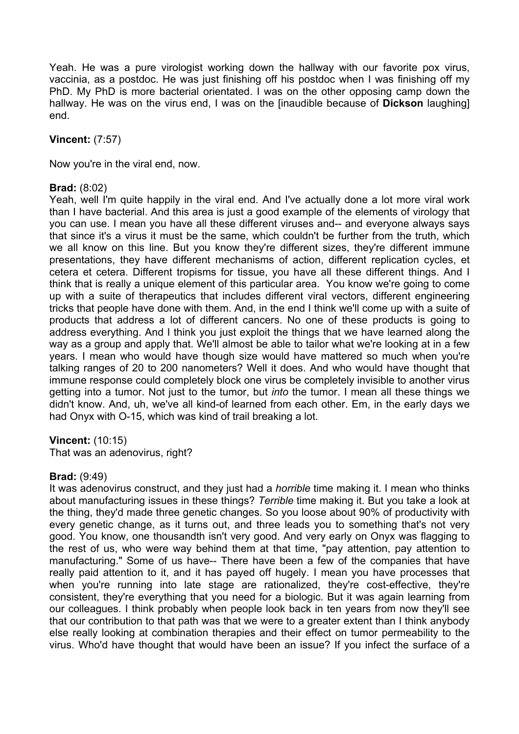Yeah. He was a pure virologist working down the hallway with our favorite pox virus, vaccinia, as a postdoc. He was just finishing off his postdoc when I was finishing off my PhD. My PhD is more bacterial orientated. I was on the other opposing camp down the hallway. He was on the virus end, I was on the [inaudible because of **Dickson** laughing] end.

**Vincent:** (7:57)

Now you're in the viral end, now.

**Brad:** (8:02)
Yeah, well I'm quite happily in the viral end. And I've actually done a lot more viral work than I have bacterial. And this area is just a good example of the elements of virology that you can use. I mean you have all these different viruses and-- and everyone always says that since it's a virus it must be the same, which couldn't be further from the truth, which we all know on this line. But you know they're different sizes, they're different immune presentations, they have different mechanisms of action, different replication cycles, et cetera et cetera. Different tropisms for tissue, you have all these different things. And I think that is really a unique element of this particular area. You know we're going to come up with a suite of therapeutics that includes different viral vectors, different engineering tricks that people have done with them. And, in the end I think we'll come up with a suite of products that address a lot of different cancers. No one of these products is going to address everything. And I think you just exploit the things that we have learned along the way as a group and apply that. We'll almost be able to tailor what we're looking at in a few years. I mean who would have though size would have mattered so much when you're talking ranges of 20 to 200 nanometers? Well it does. And who would have thought that immune response could completely block one virus be completely invisible to another virus getting into a tumor. Not just to the tumor, but *into* the tumor. I mean all these things we didn't know. And, uh, we've all kind-of learned from each other. Em, in the early days we had Onyx with O-15, which was kind of trail breaking a lot.

**Vincent:** (10:15)
That was an adenovirus, right?

**Brad:** (9:49)
It was adenovirus construct, and they just had a *horrible* time making it. I mean who thinks about manufacturing issues in these things? *Terrible* time making it. But you take a look at the thing, they'd made three genetic changes. So you loose about 90% of productivity with every genetic change, as it turns out, and three leads you to something that's not very good. You know, one thousandth isn't very good. And very early on Onyx was flagging to the rest of us, who were way behind them at that time, "pay attention, pay attention to manufacturing." Some of us have-- There have been a few of the companies that have really paid attention to it, and it has payed off hugely. I mean you have processes that when you're running into late stage are rationalized, they're cost-effective, they're consistent, they're everything that you need for a biologic. But it was again learning from our colleagues. I think probably when people look back in ten years from now they'll see that our contribution to that path was that we were to a greater extent than I think anybody else really looking at combination therapies and their effect on tumor permeability to the virus. Who'd have thought that would have been an issue? If you infect the surface of a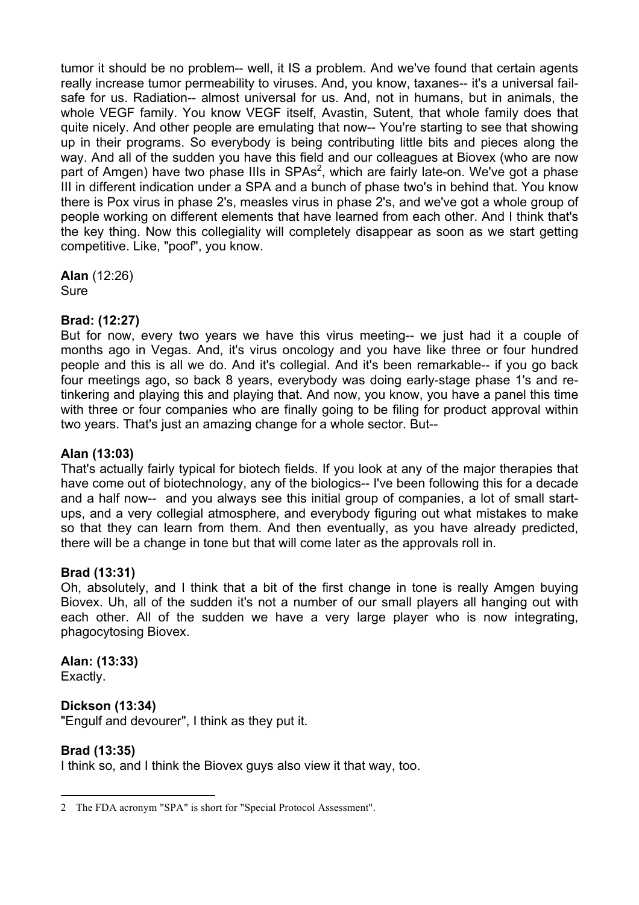tumor it should be no problem-- well, it IS a problem. And we've found that certain agents really increase tumor permeability to viruses. And, you know, taxanes-- it's a universal fail-safe for us. Radiation-- almost universal for us. And, not in humans, but in animals, the whole VEGF family. You know VEGF itself, Avastin, Sutent, that whole family does that quite nicely. And other people are emulating that now-- You're starting to see that showing up in their programs. So everybody is being contributing little bits and pieces along the way. And all of the sudden you have this field and our colleagues at Biovex (who are now part of Amgen) have two phase IIIs in SPAs[2], which are fairly late-on. We've got a phase III in different indication under a SPA and a bunch of phase two's in behind that. You know there is Pox virus in phase 2's, measles virus in phase 2's, and we've got a whole group of people working on different elements that have learned from each other. And I think that's the key thing. Now this collegiality will completely disappear as soon as we start getting competitive. Like, "poof", you know.

**Alan** (12:26)
Sure

**Brad: (12:27)**
But for now, every two years we have this virus meeting-- we just had it a couple of months ago in Vegas. And, it's virus oncology and you have like three or four hundred people and this is all we do. And it's collegial. And it's been remarkable-- if you go back four meetings ago, so back 8 years, everybody was doing early-stage phase 1's and re-tinkering and playing this and playing that. And now, you know, you have a panel this time with three or four companies who are finally going to be filing for product approval within two years. That's just an amazing change for a whole sector. But--

**Alan (13:03)**
That's actually fairly typical for biotech fields. If you look at any of the major therapies that have come out of biotechnology, any of the biologics-- I've been following this for a decade and a half now-- and you always see this initial group of companies, a lot of small start-ups, and a very collegial atmosphere, and everybody figuring out what mistakes to make so that they can learn from them. And then eventually, as you have already predicted, there will be a change in tone but that will come later as the approvals roll in.

**Brad (13:31)**
Oh, absolutely, and I think that a bit of the first change in tone is really Amgen buying Biovex. Uh, all of the sudden it's not a number of our small players all hanging out with each other. All of the sudden we have a very large player who is now integrating, phagocytosing Biovex.

**Alan: (13:33)**
Exactly.

**Dickson (13:34)**
"Engulf and devourer", I think as they put it.

**Brad (13:35)**
I think so, and I think the Biovex guys also view it that way, too.

---

2 The FDA acronym "SPA" is short for "Special Protocol Assessment".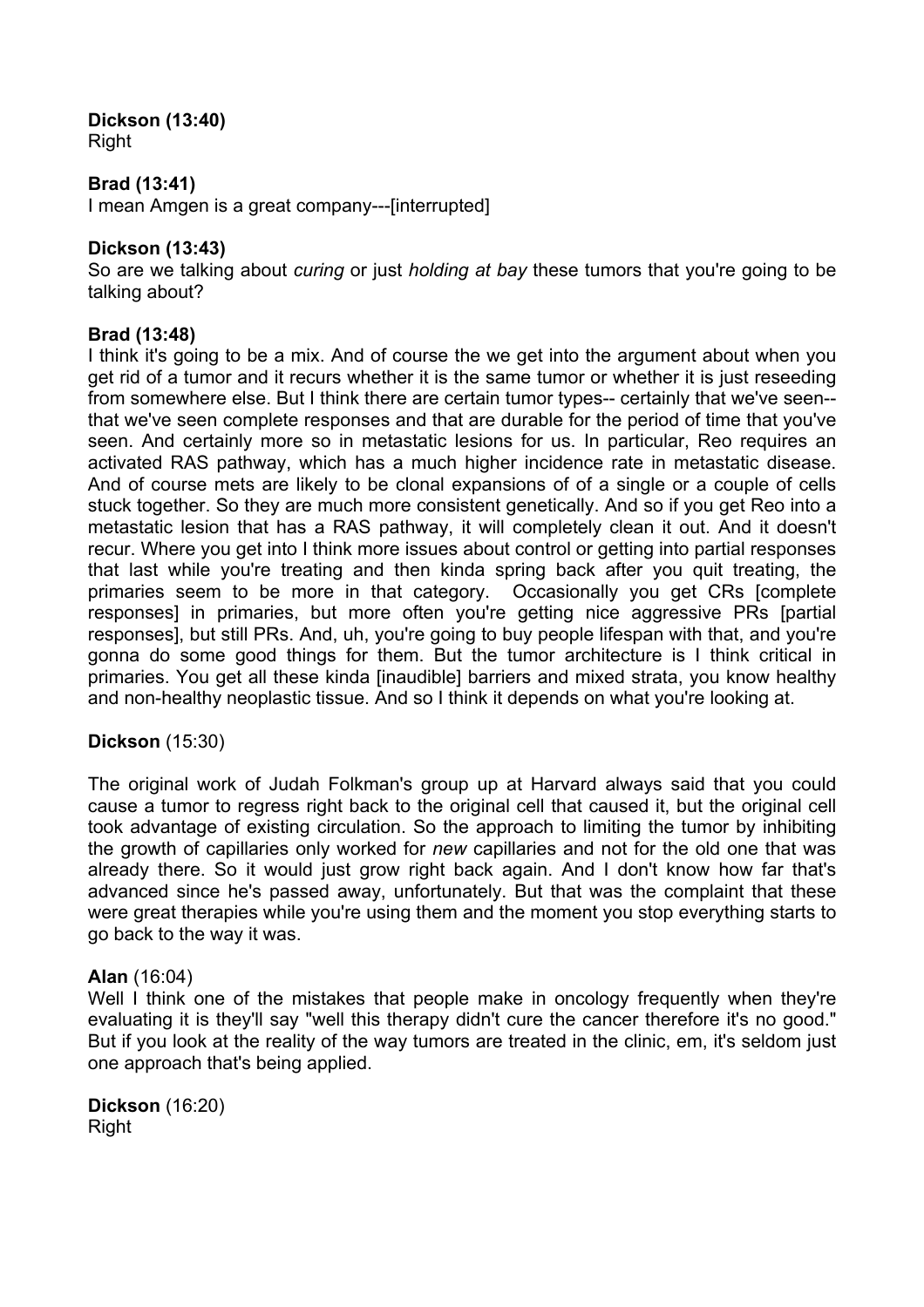**Dickson (13:40)**
Right

**Brad (13:41)**
I mean Amgen is a great company---[interrupted]

**Dickson (13:43)**
So are we talking about *curing* or just *holding at bay* these tumors that you're going to be talking about?

**Brad (13:48)**
I think it's going to be a mix. And of course the we get into the argument about when you get rid of a tumor and it recurs whether it is the same tumor or whether it is just reseeding from somewhere else. But I think there are certain tumor types-- certainly that we've seen-- that we've seen complete responses and that are durable for the period of time that you've seen. And certainly more so in metastatic lesions for us. In particular, Reo requires an activated RAS pathway, which has a much higher incidence rate in metastatic disease. And of course mets are likely to be clonal expansions of of a single or a couple of cells stuck together. So they are much more consistent genetically. And so if you get Reo into a metastatic lesion that has a RAS pathway, it will completely clean it out. And it doesn't recur. Where you get into I think more issues about control or getting into partial responses that last while you're treating and then kinda spring back after you quit treating, the primaries seem to be more in that category. Occasionally you get CRs [complete responses] in primaries, but more often you're getting nice aggressive PRs [partial responses], but still PRs. And, uh, you're going to buy people lifespan with that, and you're gonna do some good things for them. But the tumor architecture is I think critical in primaries. You get all these kinda [inaudible] barriers and mixed strata, you know healthy and non-healthy neoplastic tissue. And so I think it depends on what you're looking at.

**Dickson** (15:30)

The original work of Judah Folkman's group up at Harvard always said that you could cause a tumor to regress right back to the original cell that caused it, but the original cell took advantage of existing circulation. So the approach to limiting the tumor by inhibiting the growth of capillaries only worked for *new* capillaries and not for the old one that was already there. So it would just grow right back again. And I don't know how far that's advanced since he's passed away, unfortunately. But that was the complaint that these were great therapies while you're using them and the moment you stop everything starts to go back to the way it was.

**Alan** (16:04)
Well I think one of the mistakes that people make in oncology frequently when they're evaluating it is they'll say "well this therapy didn't cure the cancer therefore it's no good." But if you look at the reality of the way tumors are treated in the clinic, em, it's seldom just one approach that's being applied.

**Dickson** (16:20)
Right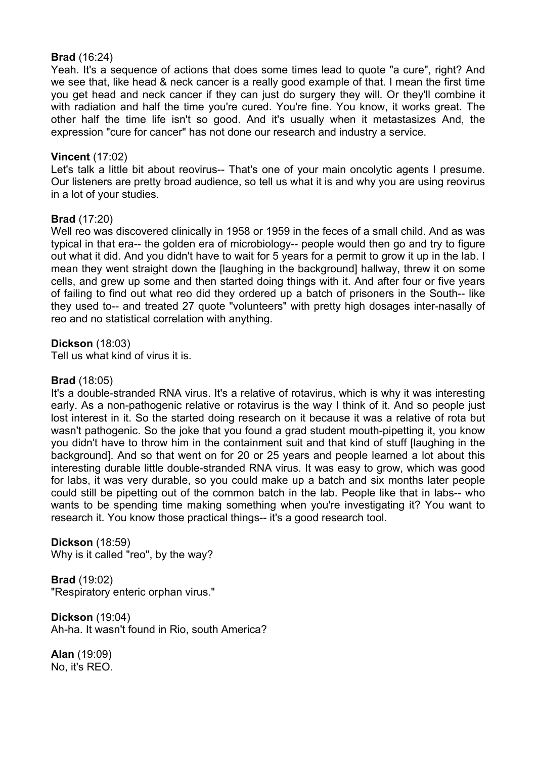**Brad** (16:24)
Yeah. It's a sequence of actions that does some times lead to quote "a cure", right? And we see that, like head & neck cancer is a really good example of that. I mean the first time you get head and neck cancer if they can just do surgery they will. Or they'll combine it with radiation and half the time you're cured. You're fine. You know, it works great. The other half the time life isn't so good. And it's usually when it metastasizes And, the expression "cure for cancer" has not done our research and industry a service.

**Vincent** (17:02)
Let's talk a little bit about reovirus-- That's one of your main oncolytic agents I presume. Our listeners are pretty broad audience, so tell us what it is and why you are using reovirus in a lot of your studies.

**Brad** (17:20)
Well reo was discovered clinically in 1958 or 1959 in the feces of a small child. And as was typical in that era-- the golden era of microbiology-- people would then go and try to figure out what it did. And you didn't have to wait for 5 years for a permit to grow it up in the lab. I mean they went straight down the [laughing in the background] hallway, threw it on some cells, and grew up some and then started doing things with it. And after four or five years of failing to find out what reo did they ordered up a batch of prisoners in the South-- like they used to-- and treated 27 quote "volunteers" with pretty high dosages inter-nasally of reo and no statistical correlation with anything.

**Dickson** (18:03)
Tell us what kind of virus it is.

**Brad** (18:05)
It's a double-stranded RNA virus. It's a relative of rotavirus, which is why it was interesting early. As a non-pathogenic relative or rotavirus is the way I think of it. And so people just lost interest in it. So the started doing research on it because it was a relative of rota but wasn't pathogenic. So the joke that you found a grad student mouth-pipetting it, you know you didn't have to throw him in the containment suit and that kind of stuff [laughing in the background]. And so that went on for 20 or 25 years and people learned a lot about this interesting durable little double-stranded RNA virus. It was easy to grow, which was good for labs, it was very durable, so you could make up a batch and six months later people could still be pipetting out of the common batch in the lab. People like that in labs-- who wants to be spending time making something when you're investigating it? You want to research it. You know those practical things-- it's a good research tool.

**Dickson** (18:59)
Why is it called "reo", by the way?

**Brad** (19:02)
"Respiratory enteric orphan virus."

**Dickson** (19:04)
Ah-ha. It wasn't found in Rio, south America?

**Alan** (19:09)
No, it's REO.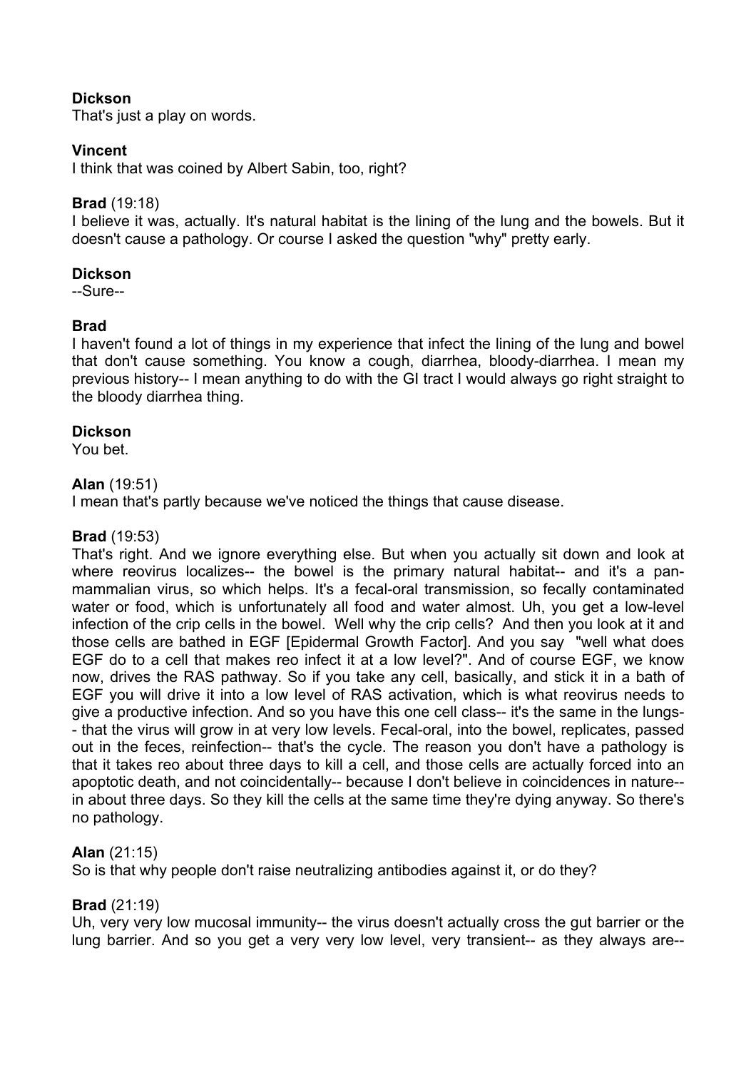**Dickson**
That's just a play on words.

**Vincent**
I think that was coined by Albert Sabin, too, right?

**Brad** (19:18)
I believe it was, actually. It's natural habitat is the lining of the lung and the bowels. But it doesn't cause a pathology. Or course I asked the question "why" pretty early.

**Dickson**
--Sure--

**Brad**
I haven't found a lot of things in my experience that infect the lining of the lung and bowel that don't cause something. You know a cough, diarrhea, bloody-diarrhea. I mean my previous history-- I mean anything to do with the GI tract I would always go right straight to the bloody diarrhea thing.

**Dickson**
You bet.

**Alan** (19:51)
I mean that's partly because we've noticed the things that cause disease.

**Brad** (19:53)
That's right. And we ignore everything else. But when you actually sit down and look at where reovirus localizes-- the bowel is the primary natural habitat-- and it's a pan-mammalian virus, so which helps. It's a fecal-oral transmission, so fecally contaminated water or food, which is unfortunately all food and water almost. Uh, you get a low-level infection of the crip cells in the bowel. Well why the crip cells? And then you look at it and those cells are bathed in EGF [Epidermal Growth Factor]. And you say "well what does EGF do to a cell that makes reo infect it at a low level?". And of course EGF, we know now, drives the RAS pathway. So if you take any cell, basically, and stick it in a bath of EGF you will drive it into a low level of RAS activation, which is what reovirus needs to give a productive infection. And so you have this one cell class-- it's the same in the lungs-- that the virus will grow in at very low levels. Fecal-oral, into the bowel, replicates, passed out in the feces, reinfection-- that's the cycle. The reason you don't have a pathology is that it takes reo about three days to kill a cell, and those cells are actually forced into an apoptotic death, and not coincidentally-- because I don't believe in coincidences in nature-- in about three days. So they kill the cells at the same time they're dying anyway. So there's no pathology.

**Alan** (21:15)
So is that why people don't raise neutralizing antibodies against it, or do they?

**Brad** (21:19)
Uh, very very low mucosal immunity-- the virus doesn't actually cross the gut barrier or the lung barrier. And so you get a very very low level, very transient-- as they always are--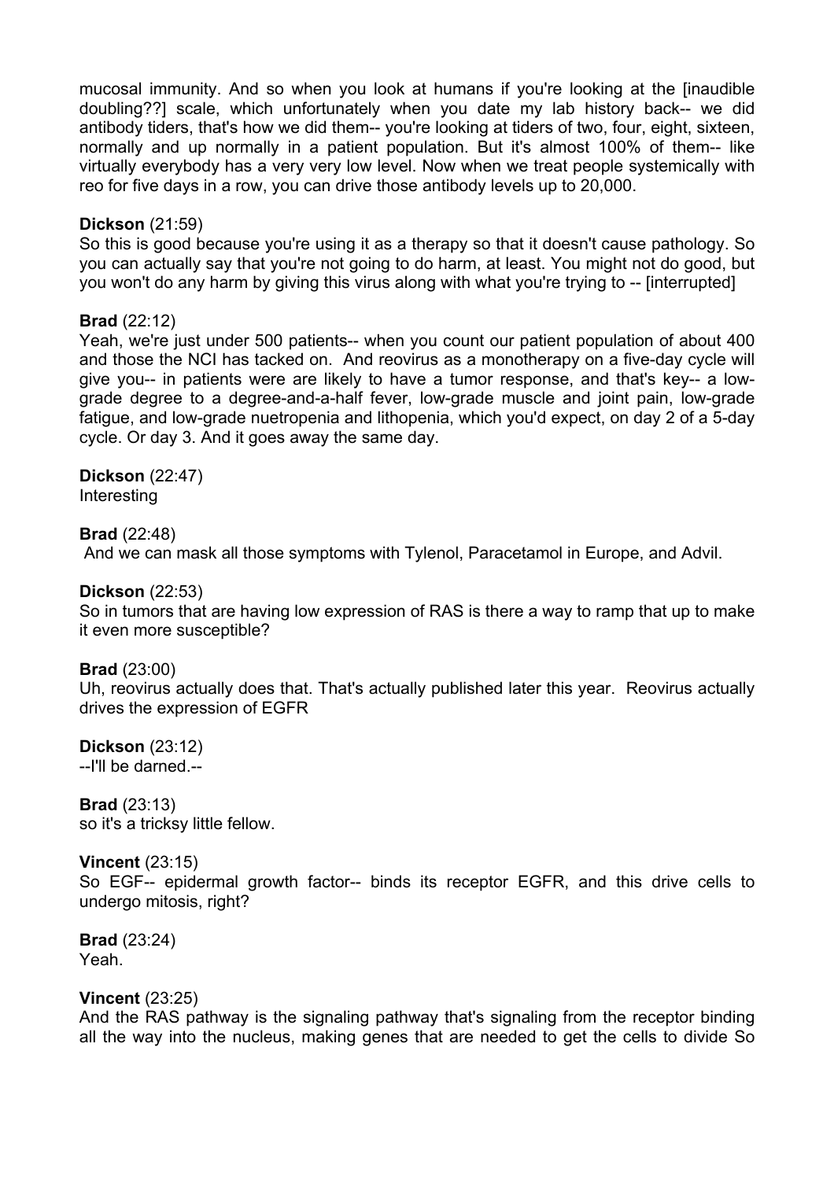mucosal immunity. And so when you look at humans if you're looking at the [inaudible doubling??] scale, which unfortunately when you date my lab history back-- we did antibody tiders, that's how we did them-- you're looking at tiders of two, four, eight, sixteen, normally and up normally in a patient population. But it's almost 100% of them-- like virtually everybody has a very very low level. Now when we treat people systemically with reo for five days in a row, you can drive those antibody levels up to 20,000.

**Dickson** (21:59)
So this is good because you're using it as a therapy so that it doesn't cause pathology. So you can actually say that you're not going to do harm, at least. You might not do good, but you won't do any harm by giving this virus along with what you're trying to -- [interrupted]

**Brad** (22:12)
Yeah, we're just under 500 patients-- when you count our patient population of about 400 and those the NCI has tacked on. And reovirus as a monotherapy on a five-day cycle will give you-- in patients were are likely to have a tumor response, and that's key-- a low-grade degree to a degree-and-a-half fever, low-grade muscle and joint pain, low-grade fatigue, and low-grade nuetropenia and lithopenia, which you'd expect, on day 2 of a 5-day cycle. Or day 3. And it goes away the same day.

**Dickson** (22:47)
Interesting

**Brad** (22:48)
And we can mask all those symptoms with Tylenol, Paracetamol in Europe, and Advil.

**Dickson** (22:53)
So in tumors that are having low expression of RAS is there a way to ramp that up to make it even more susceptible?

**Brad** (23:00)
Uh, reovirus actually does that. That's actually published later this year. Reovirus actually drives the expression of EGFR

**Dickson** (23:12)
--I'll be darned.--

**Brad** (23:13)
so it's a tricksy little fellow.

**Vincent** (23:15)
So EGF-- epidermal growth factor-- binds its receptor EGFR, and this drive cells to undergo mitosis, right?

**Brad** (23:24)
Yeah.

**Vincent** (23:25)
And the RAS pathway is the signaling pathway that's signaling from the receptor binding all the way into the nucleus, making genes that are needed to get the cells to divide So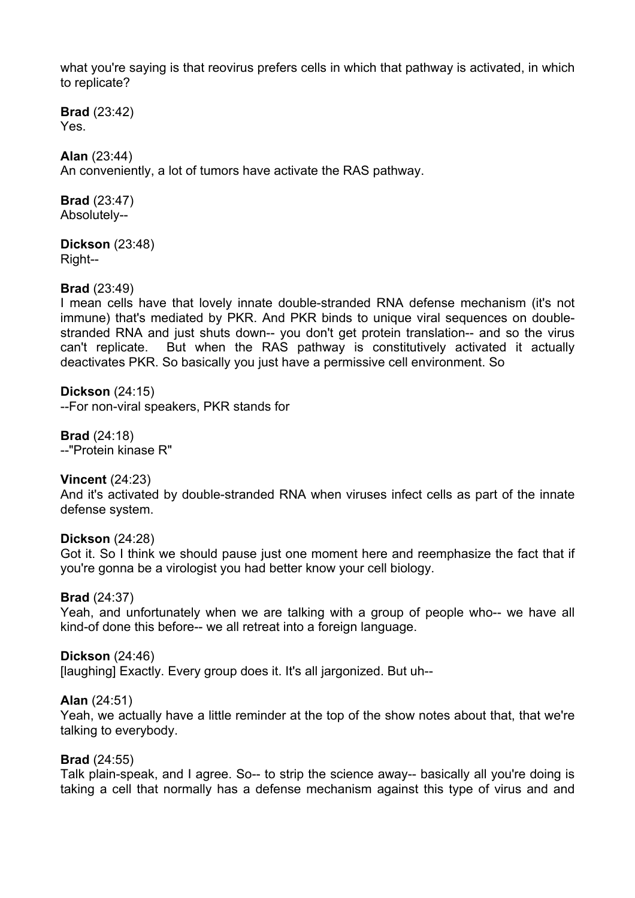what you're saying is that reovirus prefers cells in which that pathway is activated, in which to replicate?

**Brad** (23:42)
Yes.

**Alan** (23:44)
An conveniently, a lot of tumors have activate the RAS pathway.

**Brad** (23:47)
Absolutely--

**Dickson** (23:48)
Right--

**Brad** (23:49)
I mean cells have that lovely innate double-stranded RNA defense mechanism (it's not immune) that's mediated by PKR. And PKR binds to unique viral sequences on double-stranded RNA and just shuts down-- you don't get protein translation-- and so the virus can't replicate. But when the RAS pathway is constitutively activated it actually deactivates PKR. So basically you just have a permissive cell environment. So

**Dickson** (24:15)
--For non-viral speakers, PKR stands for

**Brad** (24:18)
--"Protein kinase R"

**Vincent** (24:23)
And it's activated by double-stranded RNA when viruses infect cells as part of the innate defense system.

**Dickson** (24:28)
Got it. So I think we should pause just one moment here and reemphasize the fact that if you're gonna be a virologist you had better know your cell biology.

**Brad** (24:37)
Yeah, and unfortunately when we are talking with a group of people who-- we have all kind-of done this before-- we all retreat into a foreign language.

**Dickson** (24:46)
[laughing] Exactly. Every group does it. It's all jargonized. But uh--

**Alan** (24:51)
Yeah, we actually have a little reminder at the top of the show notes about that, that we're talking to everybody.

**Brad** (24:55)
Talk plain-speak, and I agree. So-- to strip the science away-- basically all you're doing is taking a cell that normally has a defense mechanism against this type of virus and and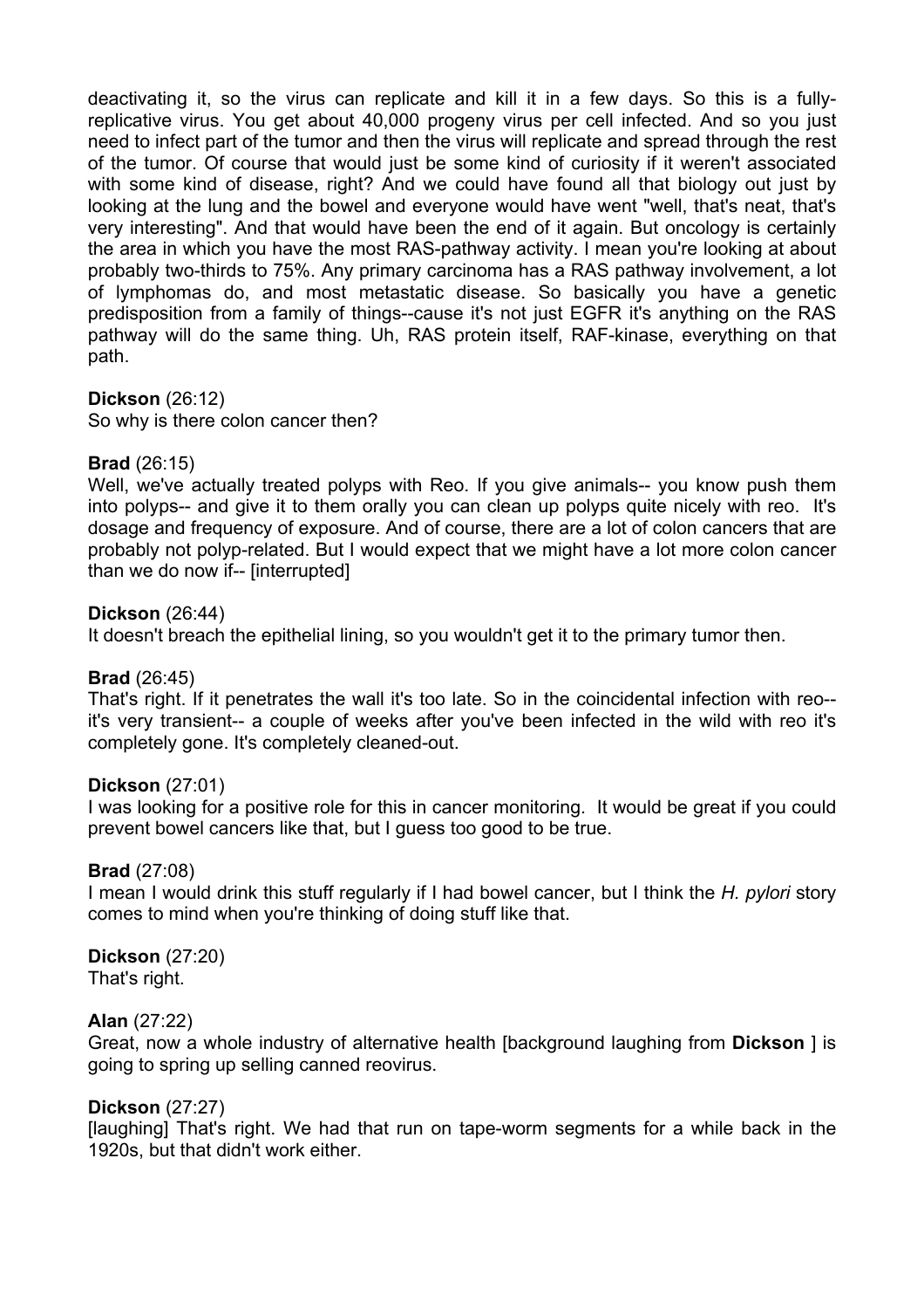deactivating it, so the virus can replicate and kill it in a few days. So this is a fully-replicative virus. You get about 40,000 progeny virus per cell infected. And so you just need to infect part of the tumor and then the virus will replicate and spread through the rest of the tumor. Of course that would just be some kind of curiosity if it weren't associated with some kind of disease, right? And we could have found all that biology out just by looking at the lung and the bowel and everyone would have went "well, that's neat, that's very interesting". And that would have been the end of it again. But oncology is certainly the area in which you have the most RAS-pathway activity. I mean you're looking at about probably two-thirds to 75%. Any primary carcinoma has a RAS pathway involvement, a lot of lymphomas do, and most metastatic disease. So basically you have a genetic predisposition from a family of things--cause it's not just EGFR it's anything on the RAS pathway will do the same thing. Uh, RAS protein itself, RAF-kinase, everything on that path.

**Dickson** (26:12)
So why is there colon cancer then?

**Brad** (26:15)
Well, we've actually treated polyps with Reo. If you give animals-- you know push them into polyps-- and give it to them orally you can clean up polyps quite nicely with reo. It's dosage and frequency of exposure. And of course, there are a lot of colon cancers that are probably not polyp-related. But I would expect that we might have a lot more colon cancer than we do now if-- [interrupted]

**Dickson** (26:44)
It doesn't breach the epithelial lining, so you wouldn't get it to the primary tumor then.

**Brad** (26:45)
That's right. If it penetrates the wall it's too late. So in the coincidental infection with reo-- it's very transient-- a couple of weeks after you've been infected in the wild with reo it's completely gone. It's completely cleaned-out.

**Dickson** (27:01)
I was looking for a positive role for this in cancer monitoring. It would be great if you could prevent bowel cancers like that, but I guess too good to be true.

**Brad** (27:08)
I mean I would drink this stuff regularly if I had bowel cancer, but I think the *H. pylori* story comes to mind when you're thinking of doing stuff like that.

**Dickson** (27:20)
That's right.

**Alan** (27:22)
Great, now a whole industry of alternative health [background laughing from **Dickson** ] is going to spring up selling canned reovirus.

**Dickson** (27:27)
[laughing] That's right. We had that run on tape-worm segments for a while back in the 1920s, but that didn't work either.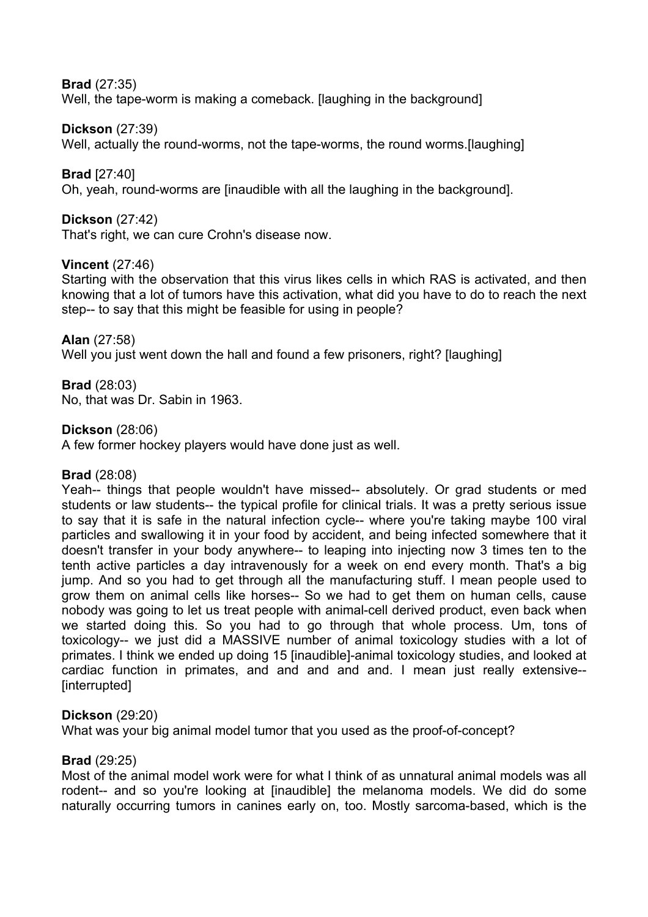**Brad** (27:35)
Well, the tape-worm is making a comeback. [laughing in the background]

**Dickson** (27:39)
Well, actually the round-worms, not the tape-worms, the round worms.[laughing]

**Brad** [27:40]
Oh, yeah, round-worms are [inaudible with all the laughing in the background].

**Dickson** (27:42)
That's right, we can cure Crohn's disease now.

**Vincent** (27:46)
Starting with the observation that this virus likes cells in which RAS is activated, and then knowing that a lot of tumors have this activation, what did you have to do to reach the next step-- to say that this might be feasible for using in people?

**Alan** (27:58)
Well you just went down the hall and found a few prisoners, right? [laughing]

**Brad** (28:03)
No, that was Dr. Sabin in 1963.

**Dickson** (28:06)
A few former hockey players would have done just as well.

**Brad** (28:08)
Yeah-- things that people wouldn't have missed-- absolutely. Or grad students or med students or law students-- the typical profile for clinical trials. It was a pretty serious issue to say that it is safe in the natural infection cycle-- where you're taking maybe 100 viral particles and swallowing it in your food by accident, and being infected somewhere that it doesn't transfer in your body anywhere-- to leaping into injecting now 3 times ten to the tenth active particles a day intravenously for a week on end every month. That's a big jump. And so you had to get through all the manufacturing stuff. I mean people used to grow them on animal cells like horses-- So we had to get them on human cells, cause nobody was going to let us treat people with animal-cell derived product, even back when we started doing this. So you had to go through that whole process. Um, tons of toxicology-- we just did a MASSIVE number of animal toxicology studies with a lot of primates. I think we ended up doing 15 [inaudible]-animal toxicology studies, and looked at cardiac function in primates, and and and and and. I mean just really extensive-- [interrupted]

**Dickson** (29:20)
What was your big animal model tumor that you used as the proof-of-concept?

**Brad** (29:25)
Most of the animal model work were for what I think of as unnatural animal models was all rodent-- and so you're looking at [inaudible] the melanoma models. We did do some naturally occurring tumors in canines early on, too. Mostly sarcoma-based, which is the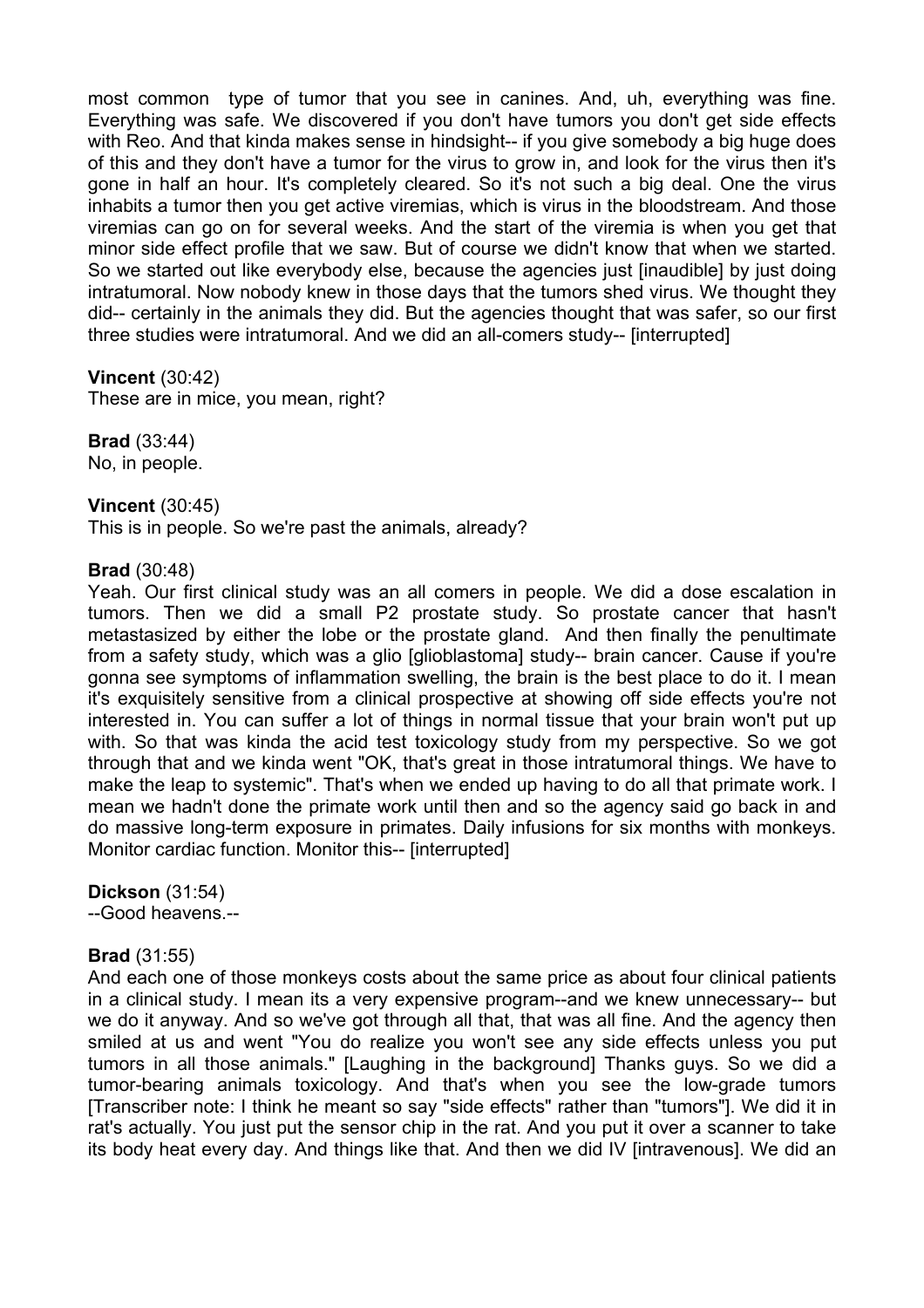most common type of tumor that you see in canines. And, uh, everything was fine. Everything was safe. We discovered if you don't have tumors you don't get side effects with Reo. And that kinda makes sense in hindsight-- if you give somebody a big huge does of this and they don't have a tumor for the virus to grow in, and look for the virus then it's gone in half an hour. It's completely cleared. So it's not such a big deal. One the virus inhabits a tumor then you get active viremias, which is virus in the bloodstream. And those viremias can go on for several weeks. And the start of the viremia is when you get that minor side effect profile that we saw. But of course we didn't know that when we started. So we started out like everybody else, because the agencies just [inaudible] by just doing intratumoral. Now nobody knew in those days that the tumors shed virus. We thought they did-- certainly in the animals they did. But the agencies thought that was safer, so our first three studies were intratumoral. And we did an all-comers study-- [interrupted]

**Vincent** (30:42)
These are in mice, you mean, right?

**Brad** (33:44)
No, in people.

**Vincent** (30:45)
This is in people. So we're past the animals, already?

**Brad** (30:48)
Yeah. Our first clinical study was an all comers in people. We did a dose escalation in tumors. Then we did a small P2 prostate study. So prostate cancer that hasn't metastasized by either the lobe or the prostate gland. And then finally the penultimate from a safety study, which was a glio [glioblastoma] study-- brain cancer. Cause if you're gonna see symptoms of inflammation swelling, the brain is the best place to do it. I mean it's exquisitely sensitive from a clinical prospective at showing off side effects you're not interested in. You can suffer a lot of things in normal tissue that your brain won't put up with. So that was kinda the acid test toxicology study from my perspective. So we got through that and we kinda went "OK, that's great in those intratumoral things. We have to make the leap to systemic". That's when we ended up having to do all that primate work. I mean we hadn't done the primate work until then and so the agency said go back in and do massive long-term exposure in primates. Daily infusions for six months with monkeys. Monitor cardiac function. Monitor this-- [interrupted]

**Dickson** (31:54)
--Good heavens.--

**Brad** (31:55)
And each one of those monkeys costs about the same price as about four clinical patients in a clinical study. I mean its a very expensive program--and we knew unnecessary-- but we do it anyway. And so we've got through all that, that was all fine. And the agency then smiled at us and went "You do realize you won't see any side effects unless you put tumors in all those animals." [Laughing in the background] Thanks guys. So we did a tumor-bearing animals toxicology. And that's when you see the low-grade tumors [Transcriber note: I think he meant so say "side effects" rather than "tumors"]. We did it in rat's actually. You just put the sensor chip in the rat. And you put it over a scanner to take its body heat every day. And things like that. And then we did IV [intravenous]. We did an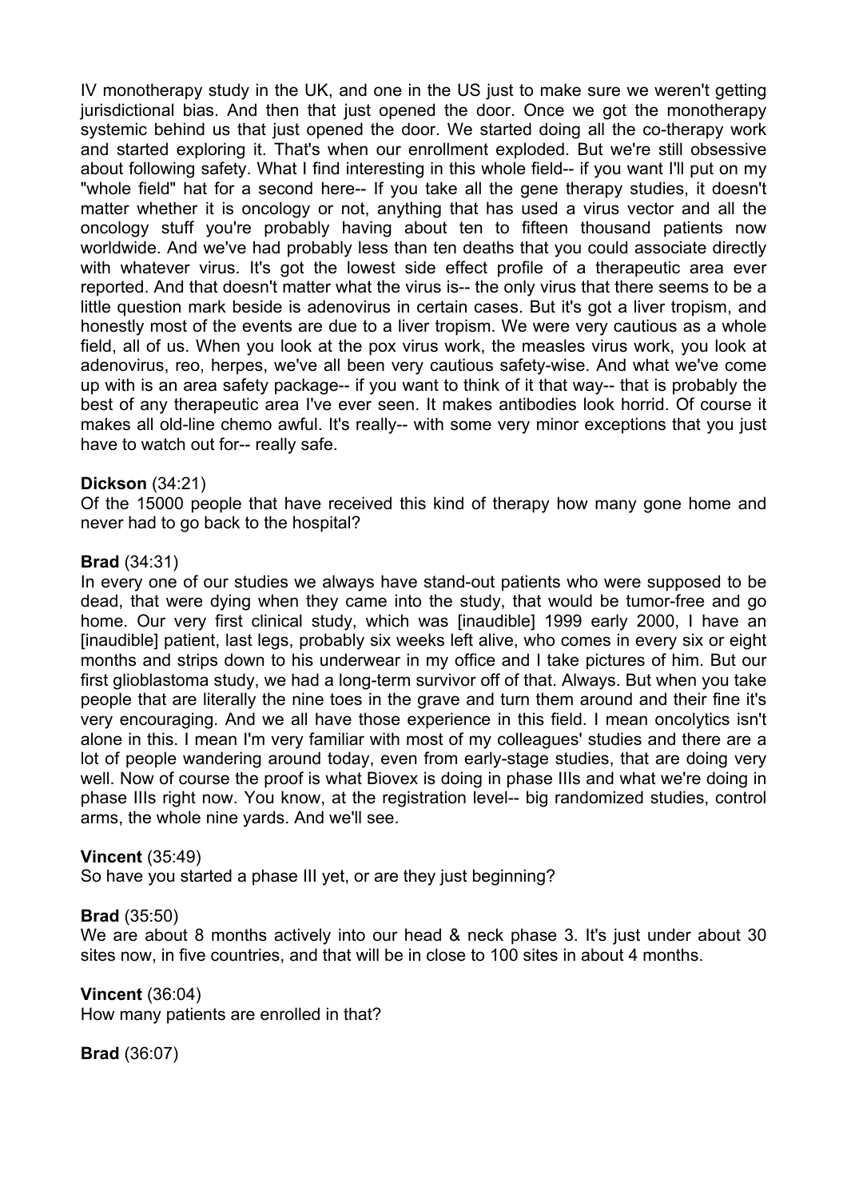IV monotherapy study in the UK, and one in the US just to make sure we weren't getting jurisdictional bias. And then that just opened the door. Once we got the monotherapy systemic behind us that just opened the door. We started doing all the co-therapy work and started exploring it. That's when our enrollment exploded. But we're still obsessive about following safety. What I find interesting in this whole field-- if you want I'll put on my "whole field" hat for a second here-- If you take all the gene therapy studies, it doesn't matter whether it is oncology or not, anything that has used a virus vector and all the oncology stuff you're probably having about ten to fifteen thousand patients now worldwide. And we've had probably less than ten deaths that you could associate directly with whatever virus. It's got the lowest side effect profile of a therapeutic area ever reported. And that doesn't matter what the virus is-- the only virus that there seems to be a little question mark beside is adenovirus in certain cases. But it's got a liver tropism, and honestly most of the events are due to a liver tropism. We were very cautious as a whole field, all of us. When you look at the pox virus work, the measles virus work, you look at adenovirus, reo, herpes, we've all been very cautious safety-wise. And what we've come up with is an area safety package-- if you want to think of it that way-- that is probably the best of any therapeutic area I've ever seen. It makes antibodies look horrid. Of course it makes all old-line chemo awful. It's really-- with some very minor exceptions that you just have to watch out for-- really safe.

**Dickson** (34:21)
Of the 15000 people that have received this kind of therapy how many gone home and never had to go back to the hospital?

**Brad** (34:31)
In every one of our studies we always have stand-out patients who were supposed to be dead, that were dying when they came into the study, that would be tumor-free and go home. Our very first clinical study, which was [inaudible] 1999 early 2000, I have an [inaudible] patient, last legs, probably six weeks left alive, who comes in every six or eight months and strips down to his underwear in my office and I take pictures of him. But our first glioblastoma study, we had a long-term survivor off of that. Always. But when you take people that are literally the nine toes in the grave and turn them around and their fine it's very encouraging. And we all have those experience in this field. I mean oncolytics isn't alone in this. I mean I'm very familiar with most of my colleagues' studies and there are a lot of people wandering around today, even from early-stage studies, that are doing very well. Now of course the proof is what Biovex is doing in phase IIIs and what we're doing in phase IIIs right now. You know, at the registration level-- big randomized studies, control arms, the whole nine yards. And we'll see.

**Vincent** (35:49)
So have you started a phase III yet, or are they just beginning?

**Brad** (35:50)
We are about 8 months actively into our head & neck phase 3. It's just under about 30 sites now, in five countries, and that will be in close to 100 sites in about 4 months.

**Vincent** (36:04)
How many patients are enrolled in that?

**Brad** (36:07)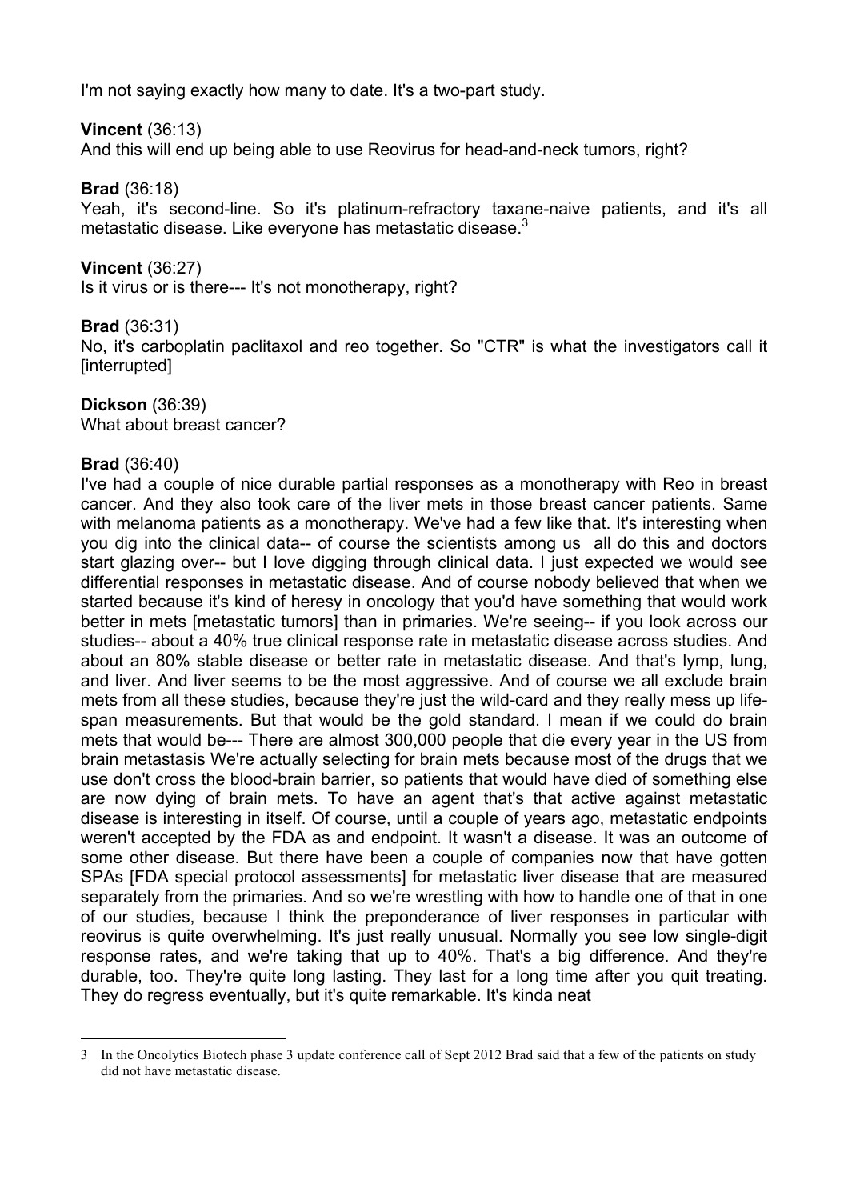I'm not saying exactly how many to date. It's a two-part study.

**Vincent** (36:13)
And this will end up being able to use Reovirus for head-and-neck tumors, right?

**Brad** (36:18)
Yeah, it's second-line. So it's platinum-refractory taxane-naive patients, and it's all metastatic disease. Like everyone has metastatic disease.[3]

**Vincent** (36:27)
Is it virus or is there--- It's not monotherapy, right?

**Brad** (36:31)
No, it's carboplatin paclitaxol and reo together. So "CTR" is what the investigators call it [interrupted]

**Dickson** (36:39)
What about breast cancer?

**Brad** (36:40)
I've had a couple of nice durable partial responses as a monotherapy with Reo in breast cancer. And they also took care of the liver mets in those breast cancer patients. Same with melanoma patients as a monotherapy. We've had a few like that. It's interesting when you dig into the clinical data-- of course the scientists among us all do this and doctors start glazing over-- but I love digging through clinical data. I just expected we would see differential responses in metastatic disease. And of course nobody believed that when we started because it's kind of heresy in oncology that you'd have something that would work better in mets [metastatic tumors] than in primaries. We're seeing-- if you look across our studies-- about a 40% true clinical response rate in metastatic disease across studies. And about an 80% stable disease or better rate in metastatic disease. And that's lymp, lung, and liver. And liver seems to be the most aggressive. And of course we all exclude brain mets from all these studies, because they're just the wild-card and they really mess up life-span measurements. But that would be the gold standard. I mean if we could do brain mets that would be--- There are almost 300,000 people that die every year in the US from brain metastasis We're actually selecting for brain mets because most of the drugs that we use don't cross the blood-brain barrier, so patients that would have died of something else are now dying of brain mets. To have an agent that's that active against metastatic disease is interesting in itself. Of course, until a couple of years ago, metastatic endpoints weren't accepted by the FDA as and endpoint. It wasn't a disease. It was an outcome of some other disease. But there have been a couple of companies now that have gotten SPAs [FDA special protocol assessments] for metastatic liver disease that are measured separately from the primaries. And so we're wrestling with how to handle one of that in one of our studies, because I think the preponderance of liver responses in particular with reovirus is quite overwhelming. It's just really unusual. Normally you see low single-digit response rates, and we're taking that up to 40%. That's a big difference. And they're durable, too. They're quite long lasting. They last for a long time after you quit treating. They do regress eventually, but it's quite remarkable. It's kinda neat

---

3 In the Oncolytics Biotech phase 3 update conference call of Sept 2012 Brad said that a few of the patients on study did not have metastatic disease.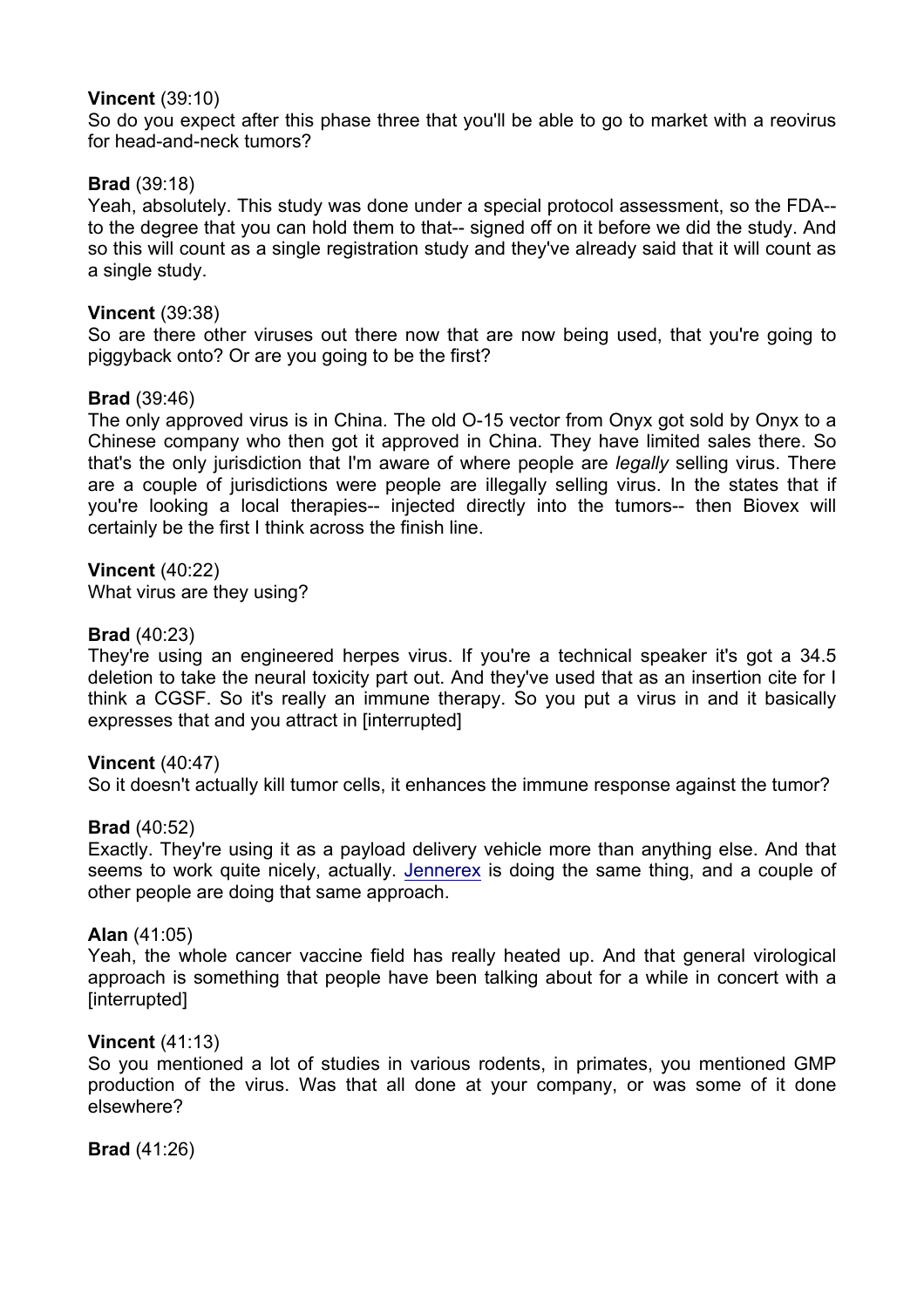**Vincent** (39:10)
So do you expect after this phase three that you'll be able to go to market with a reovirus for head-and-neck tumors?

**Brad** (39:18)
Yeah, absolutely. This study was done under a special protocol assessment, so the FDA-- to the degree that you can hold them to that-- signed off on it before we did the study. And so this will count as a single registration study and they've already said that it will count as a single study.

**Vincent** (39:38)
So are there other viruses out there now that are now being used, that you're going to piggyback onto? Or are you going to be the first?

**Brad** (39:46)
The only approved virus is in China. The old O-15 vector from Onyx got sold by Onyx to a Chinese company who then got it approved in China. They have limited sales there. So that's the only jurisdiction that I'm aware of where people are *legally* selling virus. There are a couple of jurisdictions were people are illegally selling virus. In the states that if you're looking a local therapies-- injected directly into the tumors-- then Biovex will certainly be the first I think across the finish line.

**Vincent** (40:22)
What virus are they using?

**Brad** (40:23)
They're using an engineered herpes virus. If you're a technical speaker it's got a 34.5 deletion to take the neural toxicity part out. And they've used that as an insertion cite for I think a CGSF. So it's really an immune therapy. So you put a virus in and it basically expresses that and you attract in [interrupted]

**Vincent** (40:47)
So it doesn't actually kill tumor cells, it enhances the immune response against the tumor?

**Brad** (40:52)
Exactly. They're using it as a payload delivery vehicle more than anything else. And that seems to work quite nicely, actually. Jennerex is doing the same thing, and a couple of other people are doing that same approach.

**Alan** (41:05)
Yeah, the whole cancer vaccine field has really heated up. And that general virological approach is something that people have been talking about for a while in concert with a [interrupted]

**Vincent** (41:13)
So you mentioned a lot of studies in various rodents, in primates, you mentioned GMP production of the virus. Was that all done at your company, or was some of it done elsewhere?

**Brad** (41:26)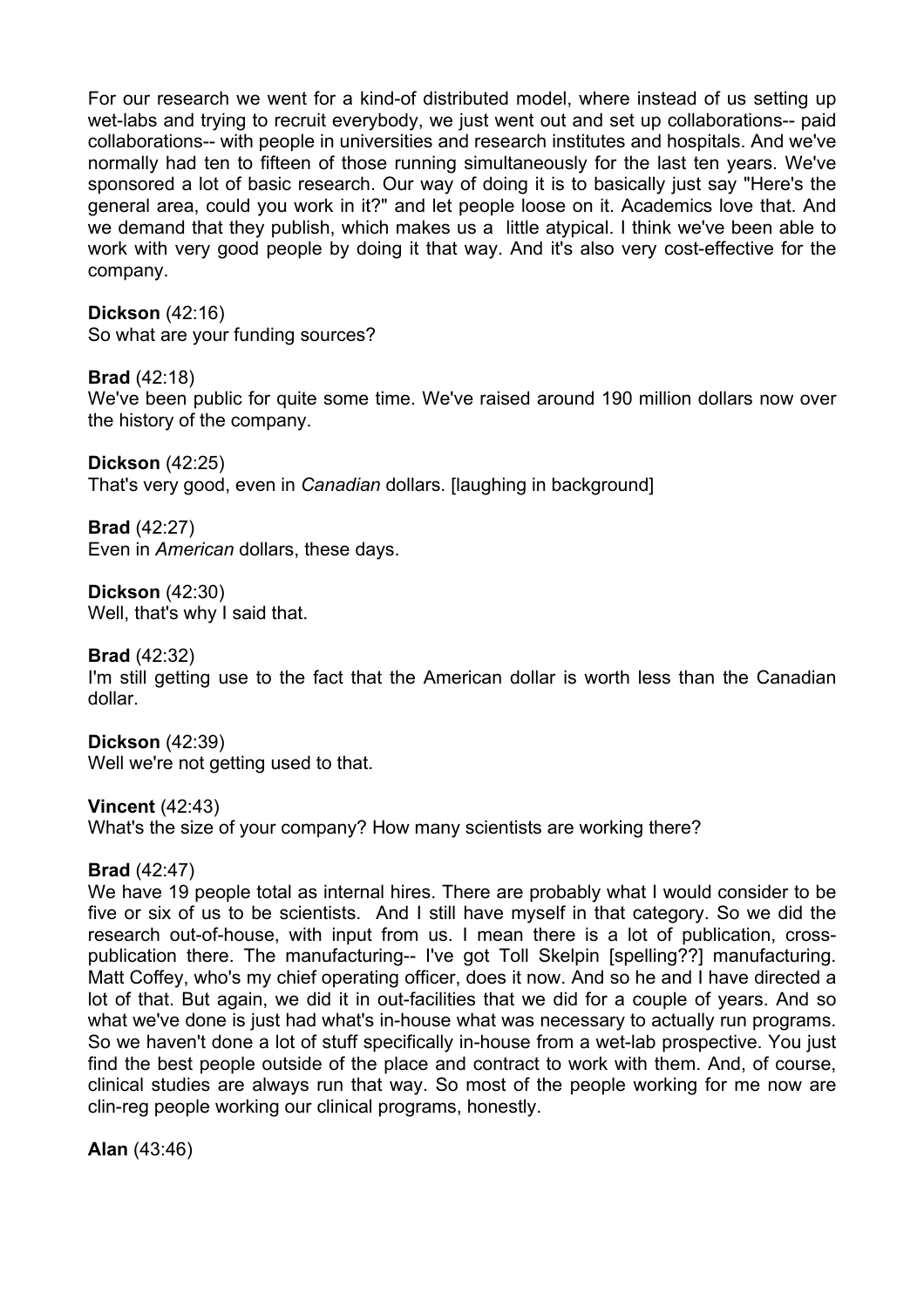For our research we went for a kind-of distributed model, where instead of us setting up wet-labs and trying to recruit everybody, we just went out and set up collaborations-- paid collaborations-- with people in universities and research institutes and hospitals. And we've normally had ten to fifteen of those running simultaneously for the last ten years. We've sponsored a lot of basic research. Our way of doing it is to basically just say "Here's the general area, could you work in it?" and let people loose on it. Academics love that. And we demand that they publish, which makes us a little atypical. I think we've been able to work with very good people by doing it that way. And it's also very cost-effective for the company.

**Dickson** (42:16)
So what are your funding sources?

**Brad** (42:18)
We've been public for quite some time. We've raised around 190 million dollars now over the history of the company.

**Dickson** (42:25)
That's very good, even in *Canadian* dollars. [laughing in background]

**Brad** (42:27)
Even in *American* dollars, these days.

**Dickson** (42:30)
Well, that's why I said that.

**Brad** (42:32)
I'm still getting use to the fact that the American dollar is worth less than the Canadian dollar.

**Dickson** (42:39)
Well we're not getting used to that.

**Vincent** (42:43)
What's the size of your company? How many scientists are working there?

**Brad** (42:47)
We have 19 people total as internal hires. There are probably what I would consider to be five or six of us to be scientists. And I still have myself in that category. So we did the research out-of-house, with input from us. I mean there is a lot of publication, cross-publication there. The manufacturing-- I've got Toll Skelpin [spelling??] manufacturing. Matt Coffey, who's my chief operating officer, does it now. And so he and I have directed a lot of that. But again, we did it in out-facilities that we did for a couple of years. And so what we've done is just had what's in-house what was necessary to actually run programs. So we haven't done a lot of stuff specifically in-house from a wet-lab prospective. You just find the best people outside of the place and contract to work with them. And, of course, clinical studies are always run that way. So most of the people working for me now are clin-reg people working our clinical programs, honestly.

**Alan** (43:46)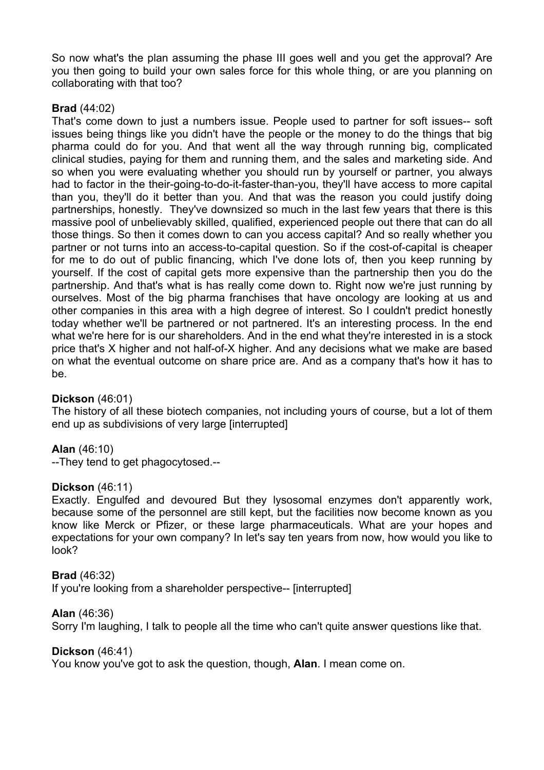So now what's the plan assuming the phase III goes well and you get the approval? Are you then going to build your own sales force for this whole thing, or are you planning on collaborating with that too?

**Brad** (44:02)
That's come down to just a numbers issue. People used to partner for soft issues-- soft issues being things like you didn't have the people or the money to do the things that big pharma could do for you. And that went all the way through running big, complicated clinical studies, paying for them and running them, and the sales and marketing side. And so when you were evaluating whether you should run by yourself or partner, you always had to factor in the their-going-to-do-it-faster-than-you, they'll have access to more capital than you, they'll do it better than you. And that was the reason you could justify doing partnerships, honestly. They've downsized so much in the last few years that there is this massive pool of unbelievably skilled, qualified, experienced people out there that can do all those things. So then it comes down to can you access capital? And so really whether you partner or not turns into an access-to-capital question. So if the cost-of-capital is cheaper for me to do out of public financing, which I've done lots of, then you keep running by yourself. If the cost of capital gets more expensive than the partnership then you do the partnership. And that's what is has really come down to. Right now we're just running by ourselves. Most of the big pharma franchises that have oncology are looking at us and other companies in this area with a high degree of interest. So I couldn't predict honestly today whether we'll be partnered or not partnered. It's an interesting process. In the end what we're here for is our shareholders. And in the end what they're interested in is a stock price that's X higher and not half-of-X higher. And any decisions what we make are based on what the eventual outcome on share price are. And as a company that's how it has to be.

**Dickson** (46:01)
The history of all these biotech companies, not including yours of course, but a lot of them end up as subdivisions of very large [interrupted]

**Alan** (46:10)
--They tend to get phagocytosed.--

**Dickson** (46:11)
Exactly. Engulfed and devoured But they lysosomal enzymes don't apparently work, because some of the personnel are still kept, but the facilities now become known as you know like Merck or Pfizer, or these large pharmaceuticals. What are your hopes and expectations for your own company? In let's say ten years from now, how would you like to look?

**Brad** (46:32)
If you're looking from a shareholder perspective-- [interrupted]

**Alan** (46:36)
Sorry I'm laughing, I talk to people all the time who can't quite answer questions like that.

**Dickson** (46:41)
You know you've got to ask the question, though, **Alan**. I mean come on.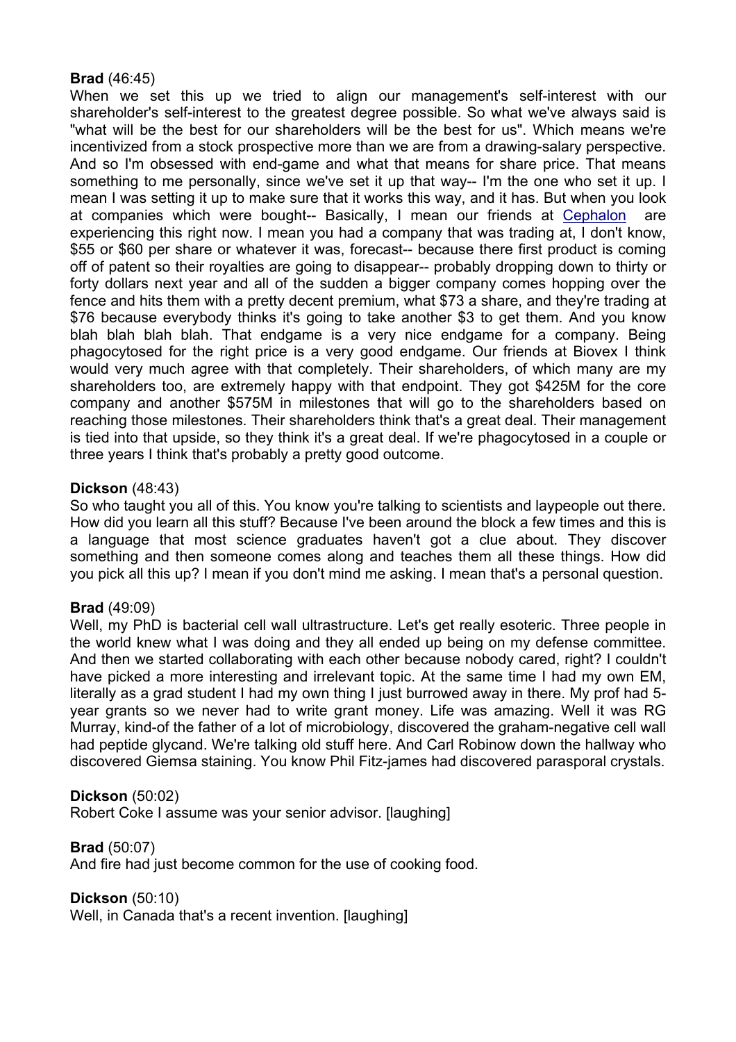**Brad** (46:45)
When we set this up we tried to align our management's self-interest with our shareholder's self-interest to the greatest degree possible. So what we've always said is "what will be the best for our shareholders will be the best for us". Which means we're incentivized from a stock prospective more than we are from a drawing-salary perspective. And so I'm obsessed with end-game and what that means for share price. That means something to me personally, since we've set it up that way-- I'm the one who set it up. I mean I was setting it up to make sure that it works this way, and it has. But when you look at companies which were bought-- Basically, I mean our friends at Cephalon are experiencing this right now. I mean you had a company that was trading at, I don't know, $55 or $60 per share or whatever it was, forecast-- because there first product is coming off of patent so their royalties are going to disappear-- probably dropping down to thirty or forty dollars next year and all of the sudden a bigger company comes hopping over the fence and hits them with a pretty decent premium, what $73 a share, and they're trading at $76 because everybody thinks it's going to take another $3 to get them. And you know blah blah blah blah. That endgame is a very nice endgame for a company. Being phagocytosed for the right price is a very good endgame. Our friends at Biovex I think would very much agree with that completely. Their shareholders, of which many are my shareholders too, are extremely happy with that endpoint. They got $425M for the core company and another $575M in milestones that will go to the shareholders based on reaching those milestones. Their shareholders think that's a great deal. Their management is tied into that upside, so they think it's a great deal. If we're phagocytosed in a couple or three years I think that's probably a pretty good outcome.

**Dickson** (48:43)
So who taught you all of this. You know you're talking to scientists and laypeople out there. How did you learn all this stuff? Because I've been around the block a few times and this is a language that most science graduates haven't got a clue about. They discover something and then someone comes along and teaches them all these things. How did you pick all this up? I mean if you don't mind me asking. I mean that's a personal question.

**Brad** (49:09)
Well, my PhD is bacterial cell wall ultrastructure. Let's get really esoteric. Three people in the world knew what I was doing and they all ended up being on my defense committee. And then we started collaborating with each other because nobody cared, right? I couldn't have picked a more interesting and irrelevant topic. At the same time I had my own EM, literally as a grad student I had my own thing I just burrowed away in there. My prof had 5-year grants so we never had to write grant money. Life was amazing. Well it was RG Murray, kind-of the father of a lot of microbiology, discovered the graham-negative cell wall had peptide glycand. We're talking old stuff here. And Carl Robinow down the hallway who discovered Giemsa staining. You know Phil Fitz-james had discovered parasporal crystals.

**Dickson** (50:02)
Robert Coke I assume was your senior advisor. [laughing]

**Brad** (50:07)
And fire had just become common for the use of cooking food.

**Dickson** (50:10)
Well, in Canada that's a recent invention. [laughing]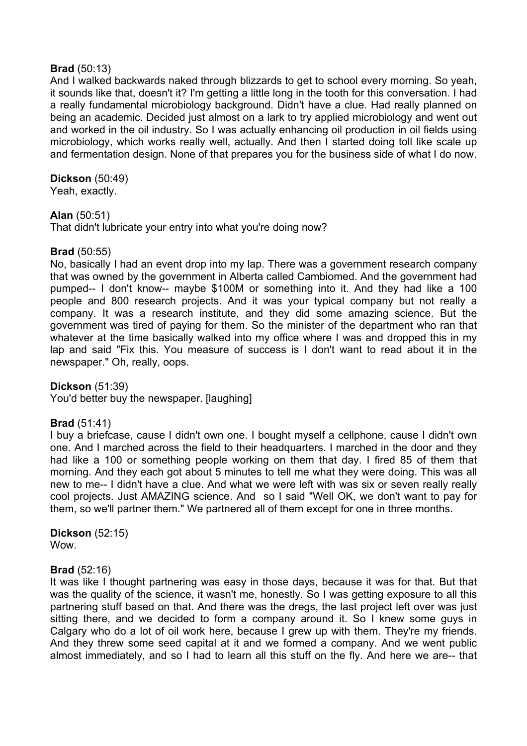**Brad** (50:13)
And I walked backwards naked through blizzards to get to school every morning. So yeah, it sounds like that, doesn't it? I'm getting a little long in the tooth for this conversation. I had a really fundamental microbiology background. Didn't have a clue. Had really planned on being an academic. Decided just almost on a lark to try applied microbiology and went out and worked in the oil industry. So I was actually enhancing oil production in oil fields using microbiology, which works really well, actually. And then I started doing toll like scale up and fermentation design. None of that prepares you for the business side of what I do now.

**Dickson** (50:49)
Yeah, exactly.

**Alan** (50:51)
That didn't lubricate your entry into what you're doing now?

**Brad** (50:55)
No, basically I had an event drop into my lap. There was a government research company that was owned by the government in Alberta called Cambiomed. And the government had pumped-- I don't know-- maybe $100M or something into it. And they had like a 100 people and 800 research projects. And it was your typical company but not really a company. It was a research institute, and they did some amazing science. But the government was tired of paying for them. So the minister of the department who ran that whatever at the time basically walked into my office where I was and dropped this in my lap and said "Fix this. You measure of success is I don't want to read about it in the newspaper." Oh, really, oops.

**Dickson** (51:39)
You'd better buy the newspaper. [laughing]

**Brad** (51:41)
I buy a briefcase, cause I didn't own one. I bought myself a cellphone, cause I didn't own one. And I marched across the field to their headquarters. I marched in the door and they had like a 100 or something people working on them that day. I fired 85 of them that morning. And they each got about 5 minutes to tell me what they were doing. This was all new to me-- I didn't have a clue. And what we were left with was six or seven really really cool projects. Just AMAZING science. And so I said "Well OK, we don't want to pay for them, so we'll partner them." We partnered all of them except for one in three months.

**Dickson** (52:15)
Wow.

**Brad** (52:16)
It was like I thought partnering was easy in those days, because it was for that. But that was the quality of the science, it wasn't me, honestly. So I was getting exposure to all this partnering stuff based on that. And there was the dregs, the last project left over was just sitting there, and we decided to form a company around it. So I knew some guys in Calgary who do a lot of oil work here, because I grew up with them. They're my friends. And they threw some seed capital at it and we formed a company. And we went public almost immediately, and so I had to learn all this stuff on the fly. And here we are-- that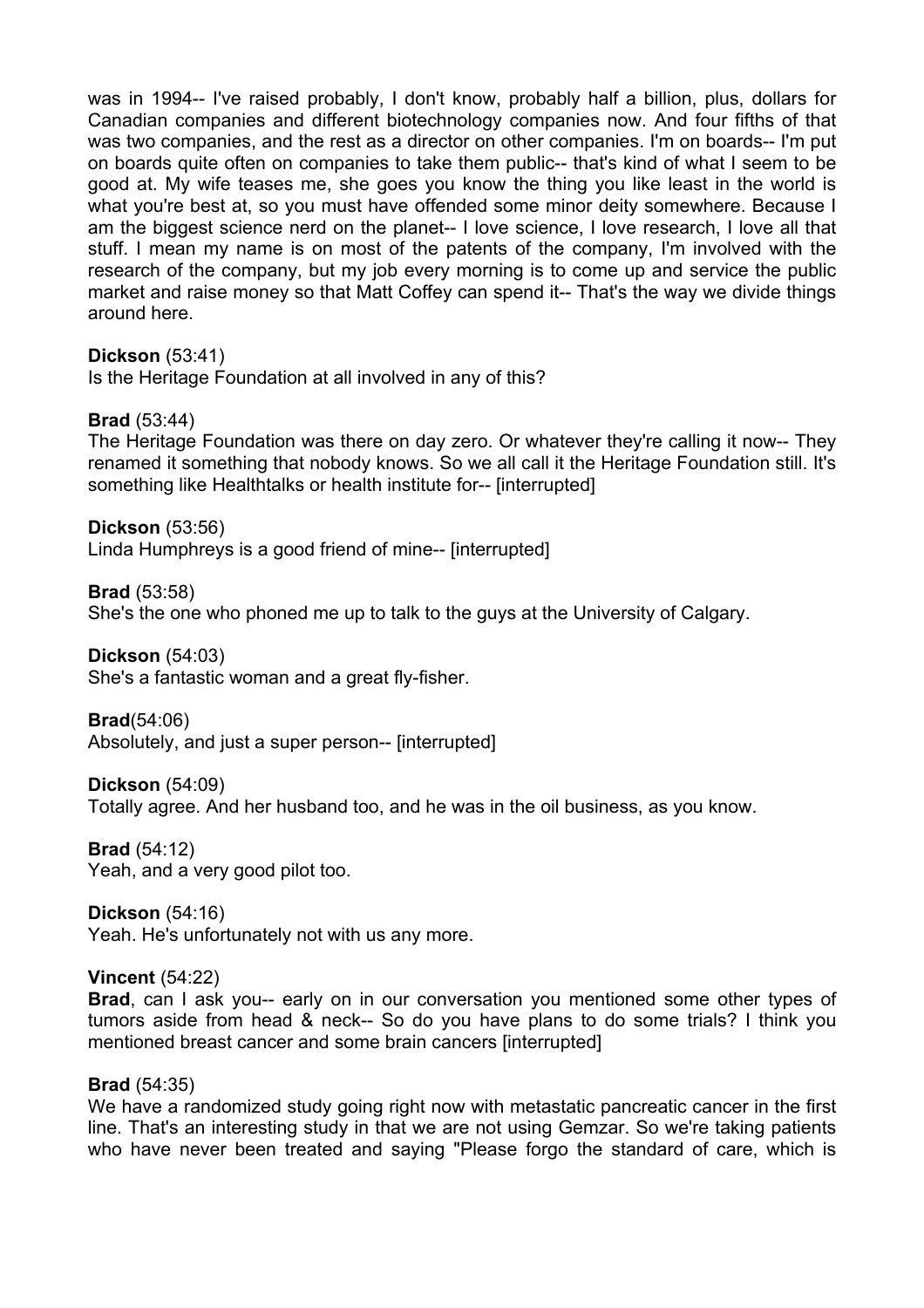was in 1994-- I've raised probably, I don't know, probably half a billion, plus, dollars for Canadian companies and different biotechnology companies now. And four fifths of that was two companies, and the rest as a director on other companies. I'm on boards-- I'm put on boards quite often on companies to take them public-- that's kind of what I seem to be good at. My wife teases me, she goes you know the thing you like least in the world is what you're best at, so you must have offended some minor deity somewhere. Because I am the biggest science nerd on the planet-- I love science, I love research, I love all that stuff. I mean my name is on most of the patents of the company, I'm involved with the research of the company, but my job every morning is to come up and service the public market and raise money so that Matt Coffey can spend it-- That's the way we divide things around here.

**Dickson** (53:41)
Is the Heritage Foundation at all involved in any of this?

**Brad** (53:44)
The Heritage Foundation was there on day zero. Or whatever they're calling it now-- They renamed it something that nobody knows. So we all call it the Heritage Foundation still. It's something like Healthtalks or health institute for-- [interrupted]

**Dickson** (53:56)
Linda Humphreys is a good friend of mine-- [interrupted]

**Brad** (53:58)
She's the one who phoned me up to talk to the guys at the University of Calgary.

**Dickson** (54:03)
She's a fantastic woman and a great fly-fisher.

**Brad**(54:06)
Absolutely, and just a super person-- [interrupted]

**Dickson** (54:09)
Totally agree. And her husband too, and he was in the oil business, as you know.

**Brad** (54:12)
Yeah, and a very good pilot too.

**Dickson** (54:16)
Yeah. He's unfortunately not with us any more.

**Vincent** (54:22)
**Brad**, can I ask you-- early on in our conversation you mentioned some other types of tumors aside from head & neck-- So do you have plans to do some trials? I think you mentioned breast cancer and some brain cancers [interrupted]

**Brad** (54:35)
We have a randomized study going right now with metastatic pancreatic cancer in the first line. That's an interesting study in that we are not using Gemzar. So we're taking patients who have never been treated and saying "Please forgo the standard of care, which is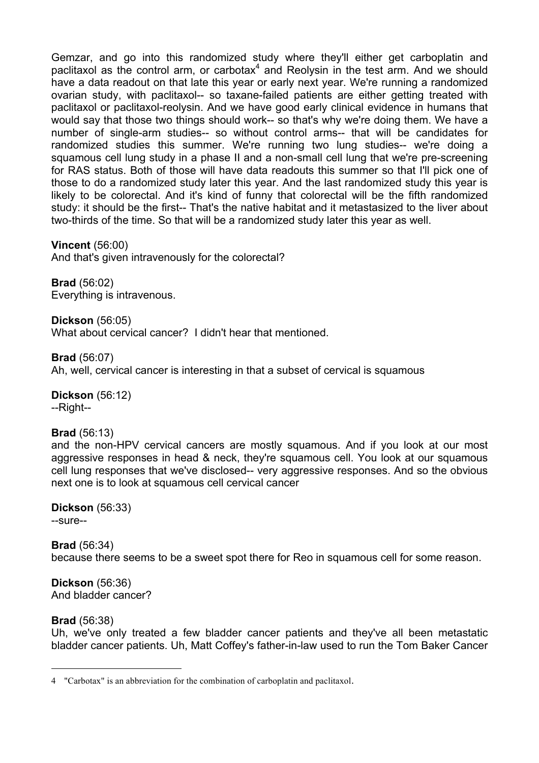Gemzar, and go into this randomized study where they'll either get carboplatin and paclitaxol as the control arm, or carbotax[4] and Reolysin in the test arm. And we should have a data readout on that late this year or early next year. We're running a randomized ovarian study, with paclitaxol-- so taxane-failed patients are either getting treated with paclitaxol or paclitaxol-reolysin. And we have good early clinical evidence in humans that would say that those two things should work-- so that's why we're doing them. We have a number of single-arm studies-- so without control arms-- that will be candidates for randomized studies this summer. We're running two lung studies-- we're doing a squamous cell lung study in a phase II and a non-small cell lung that we're pre-screening for RAS status. Both of those will have data readouts this summer so that I'll pick one of those to do a randomized study later this year. And the last randomized study this year is likely to be colorectal. And it's kind of funny that colorectal will be the fifth randomized study: it should be the first-- That's the native habitat and it metastasized to the liver about two-thirds of the time. So that will be a randomized study later this year as well.

**Vincent** (56:00)
And that's given intravenously for the colorectal?

**Brad** (56:02)
Everything is intravenous.

**Dickson** (56:05)
What about cervical cancer? I didn't hear that mentioned.

**Brad** (56:07)
Ah, well, cervical cancer is interesting in that a subset of cervical is squamous

**Dickson** (56:12)
--Right--

**Brad** (56:13)
and the non-HPV cervical cancers are mostly squamous. And if you look at our most aggressive responses in head & neck, they're squamous cell. You look at our squamous cell lung responses that we've disclosed-- very aggressive responses. And so the obvious next one is to look at squamous cell cervical cancer

**Dickson** (56:33)
--sure--

**Brad** (56:34)
because there seems to be a sweet spot there for Reo in squamous cell for some reason.

**Dickson** (56:36)
And bladder cancer?

**Brad** (56:38)
Uh, we've only treated a few bladder cancer patients and they've all been metastatic bladder cancer patients. Uh, Matt Coffey's father-in-law used to run the Tom Baker Cancer

---

4 "Carbotax" is an abbreviation for the combination of carboplatin and paclitaxol.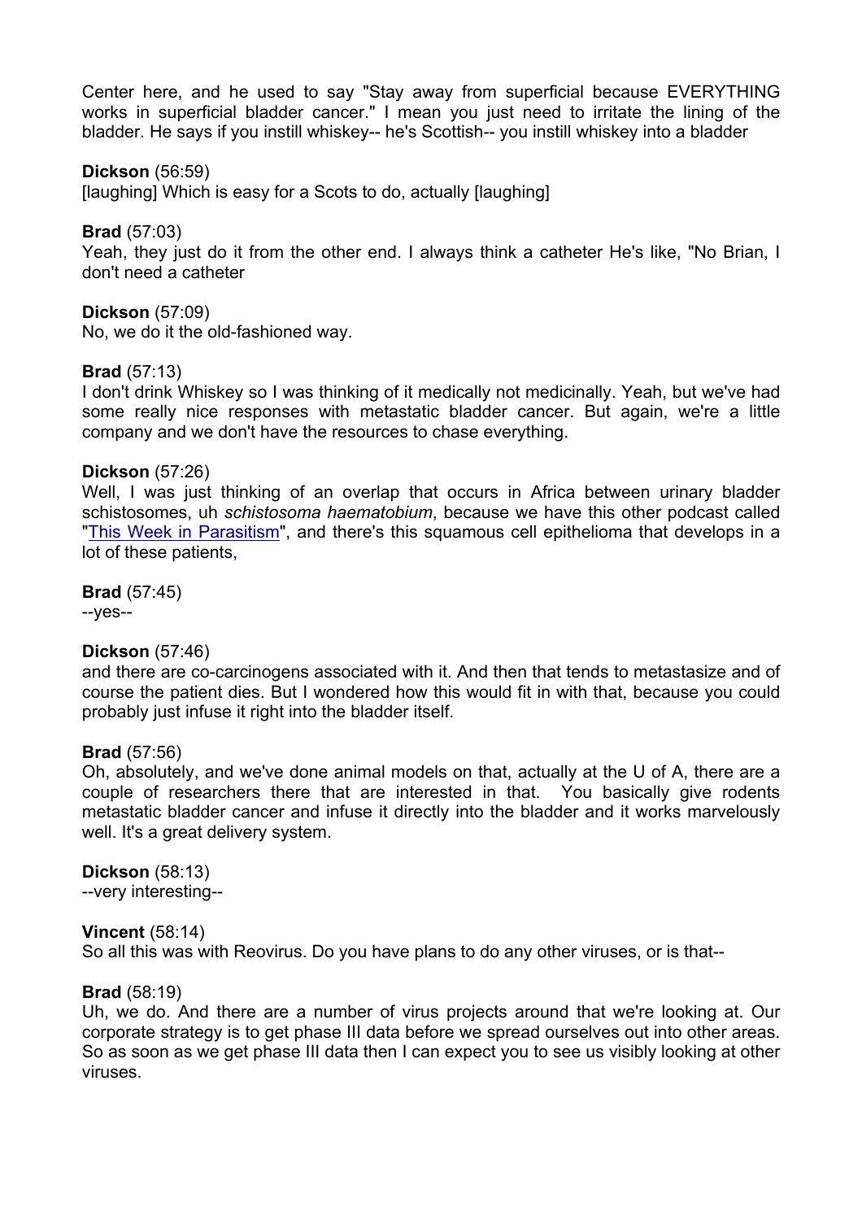Center here, and he used to say "Stay away from superficial because EVERYTHING works in superficial bladder cancer." I mean you just need to irritate the lining of the bladder. He says if you instill whiskey-- he's Scottish-- you instill whiskey into a bladder

**Dickson** (56:59)
[laughing] Which is easy for a Scots to do, actually [laughing]

**Brad** (57:03)
Yeah, they just do it from the other end. I always think a catheter He's like, "No Brian, I don't need a catheter

**Dickson** (57:09)
No, we do it the old-fashioned way.

**Brad** (57:13)
I don't drink Whiskey so I was thinking of it medically not medicinally. Yeah, but we've had some really nice responses with metastatic bladder cancer. But again, we're a little company and we don't have the resources to chase everything.

**Dickson** (57:26)
Well, I was just thinking of an overlap that occurs in Africa between urinary bladder schistosomes, uh *schistosoma haematobium*, because we have this other podcast called "This Week in Parasitism", and there's this squamous cell epithelioma that develops in a lot of these patients,

**Brad** (57:45)
--yes--

**Dickson** (57:46)
and there are co-carcinogens associated with it. And then that tends to metastasize and of course the patient dies. But I wondered how this would fit in with that, because you could probably just infuse it right into the bladder itself.

**Brad** (57:56)
Oh, absolutely, and we've done animal models on that, actually at the U of A, there are a couple of researchers there that are interested in that. You basically give rodents metastatic bladder cancer and infuse it directly into the bladder and it works marvelously well. It's a great delivery system.

**Dickson** (58:13)
--very interesting--

**Vincent** (58:14)
So all this was with Reovirus. Do you have plans to do any other viruses, or is that--

**Brad** (58:19)
Uh, we do. And there are a number of virus projects around that we're looking at. Our corporate strategy is to get phase III data before we spread ourselves out into other areas. So as soon as we get phase III data then I can expect you to see us visibly looking at other viruses.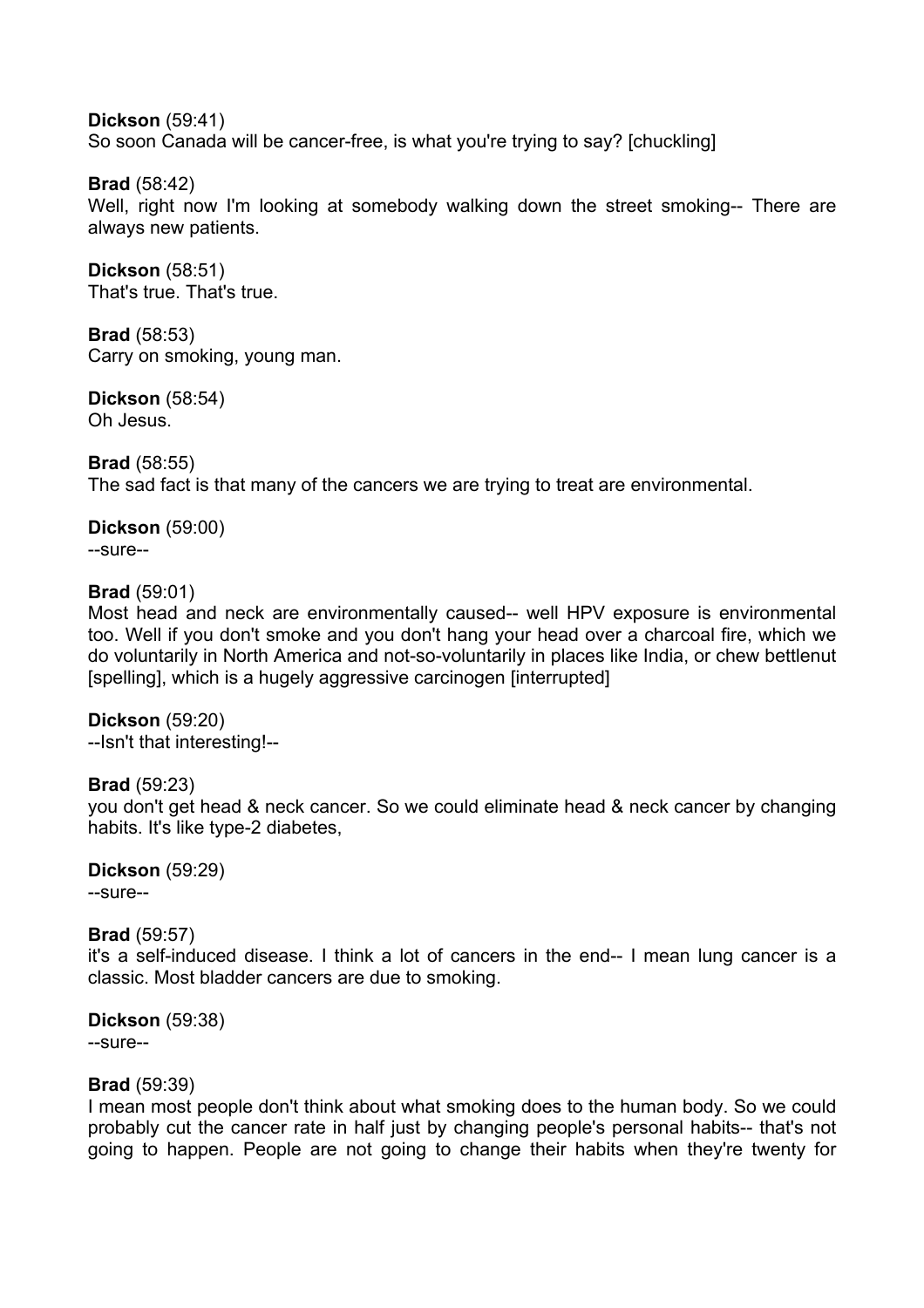**Dickson** (59:41)
So soon Canada will be cancer-free, is what you're trying to say? [chuckling]

**Brad** (58:42)
Well, right now I'm looking at somebody walking down the street smoking-- There are always new patients.

**Dickson** (58:51)
That's true. That's true.

**Brad** (58:53)
Carry on smoking, young man.

**Dickson** (58:54)
Oh Jesus.

**Brad** (58:55)
The sad fact is that many of the cancers we are trying to treat are environmental.

**Dickson** (59:00)
--sure--

**Brad** (59:01)
Most head and neck are environmentally caused-- well HPV exposure is environmental too. Well if you don't smoke and you don't hang your head over a charcoal fire, which we do voluntarily in North America and not-so-voluntarily in places like India, or chew bettlenut [spelling], which is a hugely aggressive carcinogen [interrupted]

**Dickson** (59:20)
--Isn't that interesting!--

**Brad** (59:23)
you don't get head & neck cancer. So we could eliminate head & neck cancer by changing habits. It's like type-2 diabetes,

**Dickson** (59:29)
--sure--

**Brad** (59:57)
it's a self-induced disease. I think a lot of cancers in the end-- I mean lung cancer is a classic. Most bladder cancers are due to smoking.

**Dickson** (59:38)
--sure--

**Brad** (59:39)
I mean most people don't think about what smoking does to the human body. So we could probably cut the cancer rate in half just by changing people's personal habits-- that's not going to happen. People are not going to change their habits when they're twenty for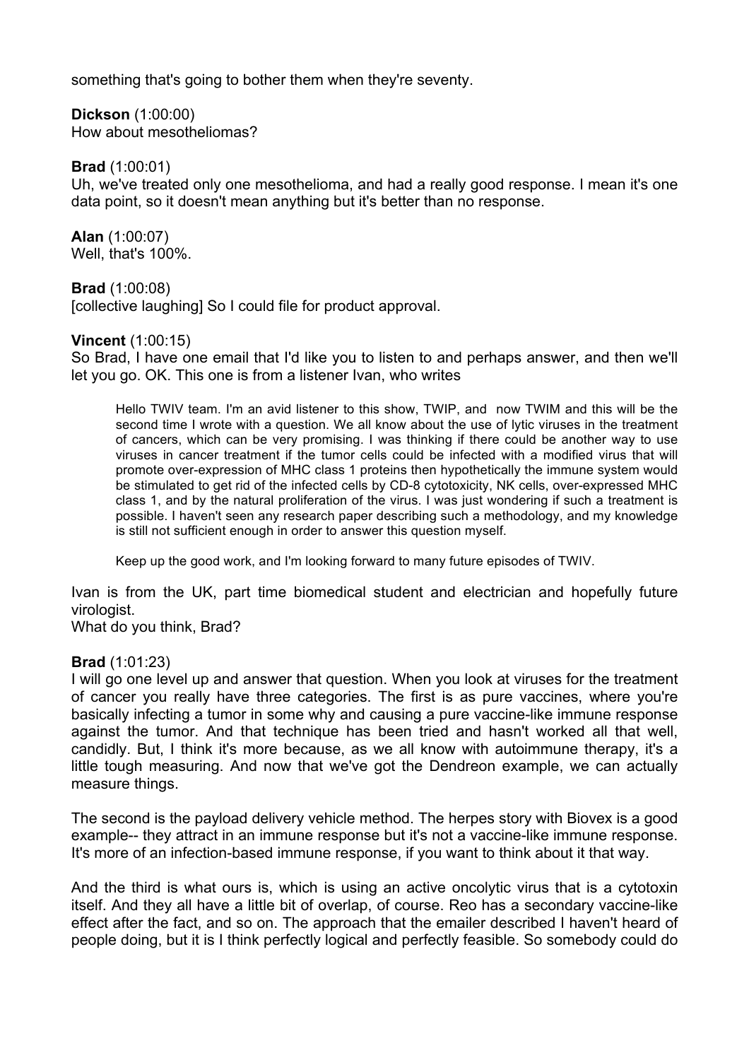something that's going to bother them when they're seventy.

**Dickson** (1:00:00)
How about mesotheliomas?

**Brad** (1:00:01)
Uh, we've treated only one mesothelioma, and had a really good response. I mean it's one data point, so it doesn't mean anything but it's better than no response.

**Alan** (1:00:07)
Well, that's 100%.

**Brad** (1:00:08)
[collective laughing] So I could file for product approval.

**Vincent** (1:00:15)
So Brad, I have one email that I'd like you to listen to and perhaps answer, and then we'll let you go. OK. This one is from a listener Ivan, who writes

> Hello TWIV team. I'm an avid listener to this show, TWIP, and now TWIM and this will be the second time I wrote with a question. We all know about the use of lytic viruses in the treatment of cancers, which can be very promising. I was thinking if there could be another way to use viruses in cancer treatment if the tumor cells could be infected with a modified virus that will promote over-expression of MHC class 1 proteins then hypothetically the immune system would be stimulated to get rid of the infected cells by CD-8 cytotoxicity, NK cells, over-expressed MHC class 1, and by the natural proliferation of the virus. I was just wondering if such a treatment is possible. I haven't seen any research paper describing such a methodology, and my knowledge is still not sufficient enough in order to answer this question myself.
>
> Keep up the good work, and I'm looking forward to many future episodes of TWIV.

Ivan is from the UK, part time biomedical student and electrician and hopefully future virologist.
What do you think, Brad?

**Brad** (1:01:23)
I will go one level up and answer that question. When you look at viruses for the treatment of cancer you really have three categories. The first is as pure vaccines, where you're basically infecting a tumor in some why and causing a pure vaccine-like immune response against the tumor. And that technique has been tried and hasn't worked all that well, candidly. But, I think it's more because, as we all know with autoimmune therapy, it's a little tough measuring. And now that we've got the Dendreon example, we can actually measure things.

The second is the payload delivery vehicle method. The herpes story with Biovex is a good example-- they attract in an immune response but it's not a vaccine-like immune response. It's more of an infection-based immune response, if you want to think about it that way.

And the third is what ours is, which is using an active oncolytic virus that is a cytotoxin itself. And they all have a little bit of overlap, of course. Reo has a secondary vaccine-like effect after the fact, and so on. The approach that the emailer described I haven't heard of people doing, but it is I think perfectly logical and perfectly feasible. So somebody could do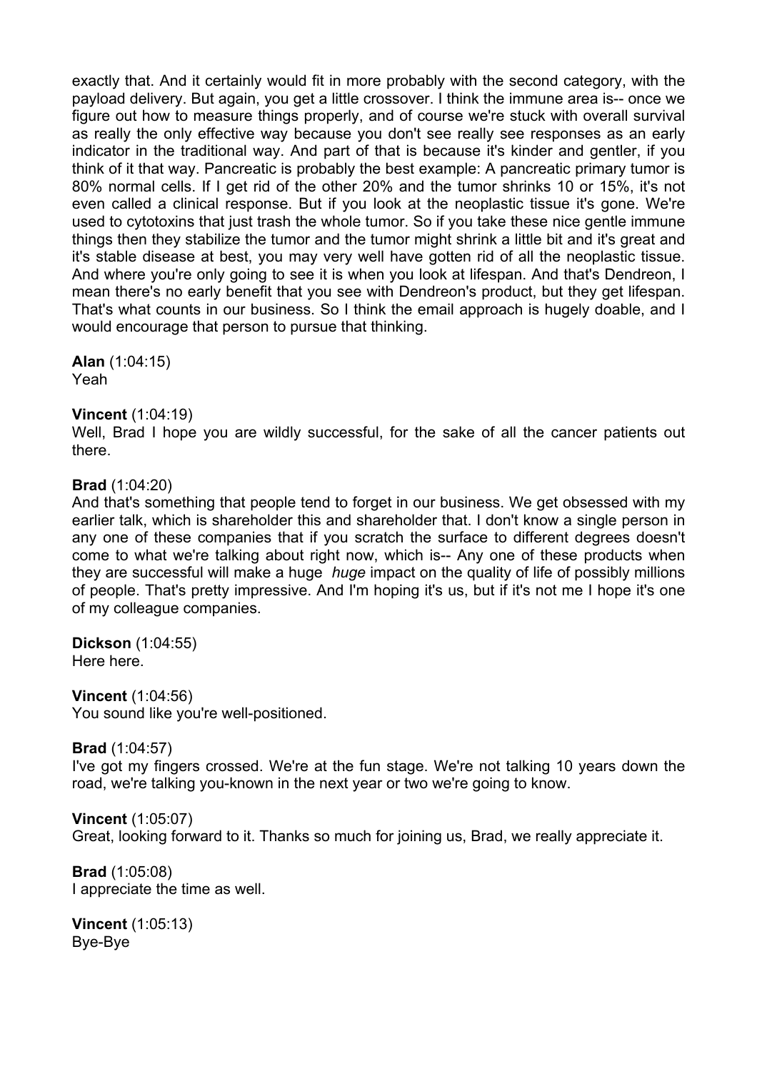exactly that. And it certainly would fit in more probably with the second category, with the payload delivery. But again, you get a little crossover. I think the immune area is-- once we figure out how to measure things properly, and of course we're stuck with overall survival as really the only effective way because you don't see really see responses as an early indicator in the traditional way. And part of that is because it's kinder and gentler, if you think of it that way. Pancreatic is probably the best example: A pancreatic primary tumor is 80% normal cells. If I get rid of the other 20% and the tumor shrinks 10 or 15%, it's not even called a clinical response. But if you look at the neoplastic tissue it's gone. We're used to cytotoxins that just trash the whole tumor. So if you take these nice gentle immune things then they stabilize the tumor and the tumor might shrink a little bit and it's great and it's stable disease at best, you may very well have gotten rid of all the neoplastic tissue. And where you're only going to see it is when you look at lifespan. And that's Dendreon, I mean there's no early benefit that you see with Dendreon's product, but they get lifespan. That's what counts in our business. So I think the email approach is hugely doable, and I would encourage that person to pursue that thinking.

**Alan** (1:04:15)
Yeah

**Vincent** (1:04:19)
Well, Brad I hope you are wildly successful, for the sake of all the cancer patients out there.

**Brad** (1:04:20)
And that's something that people tend to forget in our business. We get obsessed with my earlier talk, which is shareholder this and shareholder that. I don't know a single person in any one of these companies that if you scratch the surface to different degrees doesn't come to what we're talking about right now, which is-- Any one of these products when they are successful will make a huge *huge* impact on the quality of life of possibly millions of people. That's pretty impressive. And I'm hoping it's us, but if it's not me I hope it's one of my colleague companies.

**Dickson** (1:04:55)
Here here.

**Vincent** (1:04:56)
You sound like you're well-positioned.

**Brad** (1:04:57)
I've got my fingers crossed. We're at the fun stage. We're not talking 10 years down the road, we're talking you-known in the next year or two we're going to know.

**Vincent** (1:05:07)
Great, looking forward to it. Thanks so much for joining us, Brad, we really appreciate it.

**Brad** (1:05:08)
I appreciate the time as well.

**Vincent** (1:05:13)
Bye-Bye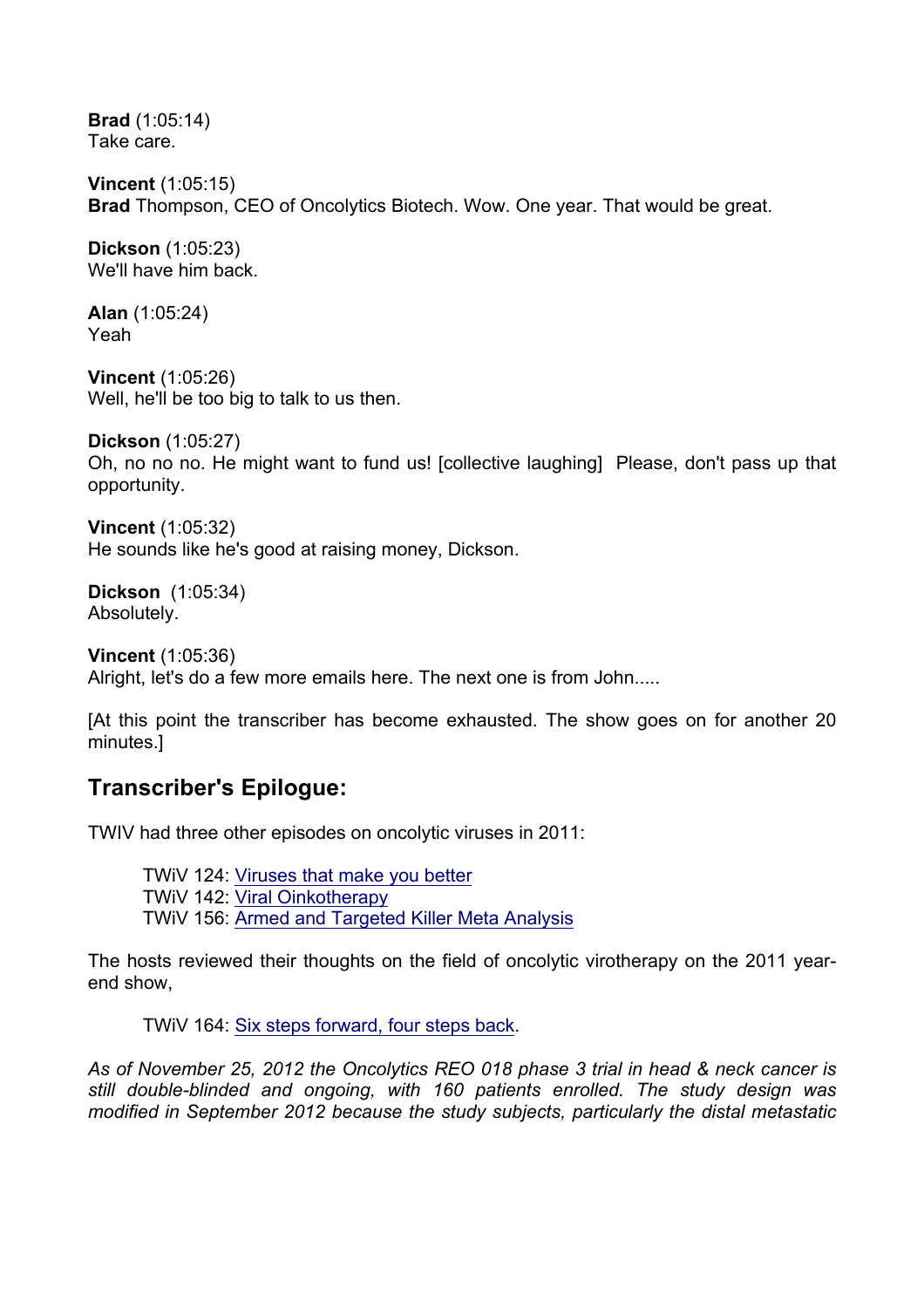**Brad** (1:05:14)
Take care.

**Vincent** (1:05:15)
**Brad** Thompson, CEO of Oncolytics Biotech. Wow. One year. That would be great.

**Dickson** (1:05:23)
We'll have him back.

**Alan** (1:05:24)
Yeah

**Vincent** (1:05:26)
Well, he'll be too big to talk to us then.

**Dickson** (1:05:27)
Oh, no no no. He might want to fund us! [collective laughing] Please, don't pass up that opportunity.

**Vincent** (1:05:32)
He sounds like he's good at raising money, Dickson.

**Dickson** (1:05:34)
Absolutely.

**Vincent** (1:05:36)
Alright, let's do a few more emails here. The next one is from John.....

[At this point the transcriber has become exhausted. The show goes on for another 20 minutes.]

## Transcriber's Epilogue:

TWIV had three other episodes on oncolytic viruses in 2011:

> TWiV 124: Viruses that make you better
> TWiV 142: Viral Oinkotherapy
> TWiV 156: Armed and Targeted Killer Meta Analysis

The hosts reviewed their thoughts on the field of oncolytic virotherapy on the 2011 year-end show,

> TWiV 164: Six steps forward, four steps back.

*As of November 25, 2012 the Oncolytics REO 018 phase 3 trial in head & neck cancer is still double-blinded and ongoing, with 160 patients enrolled. The study design was modified in September 2012 because the study subjects, particularly the distal metastatic*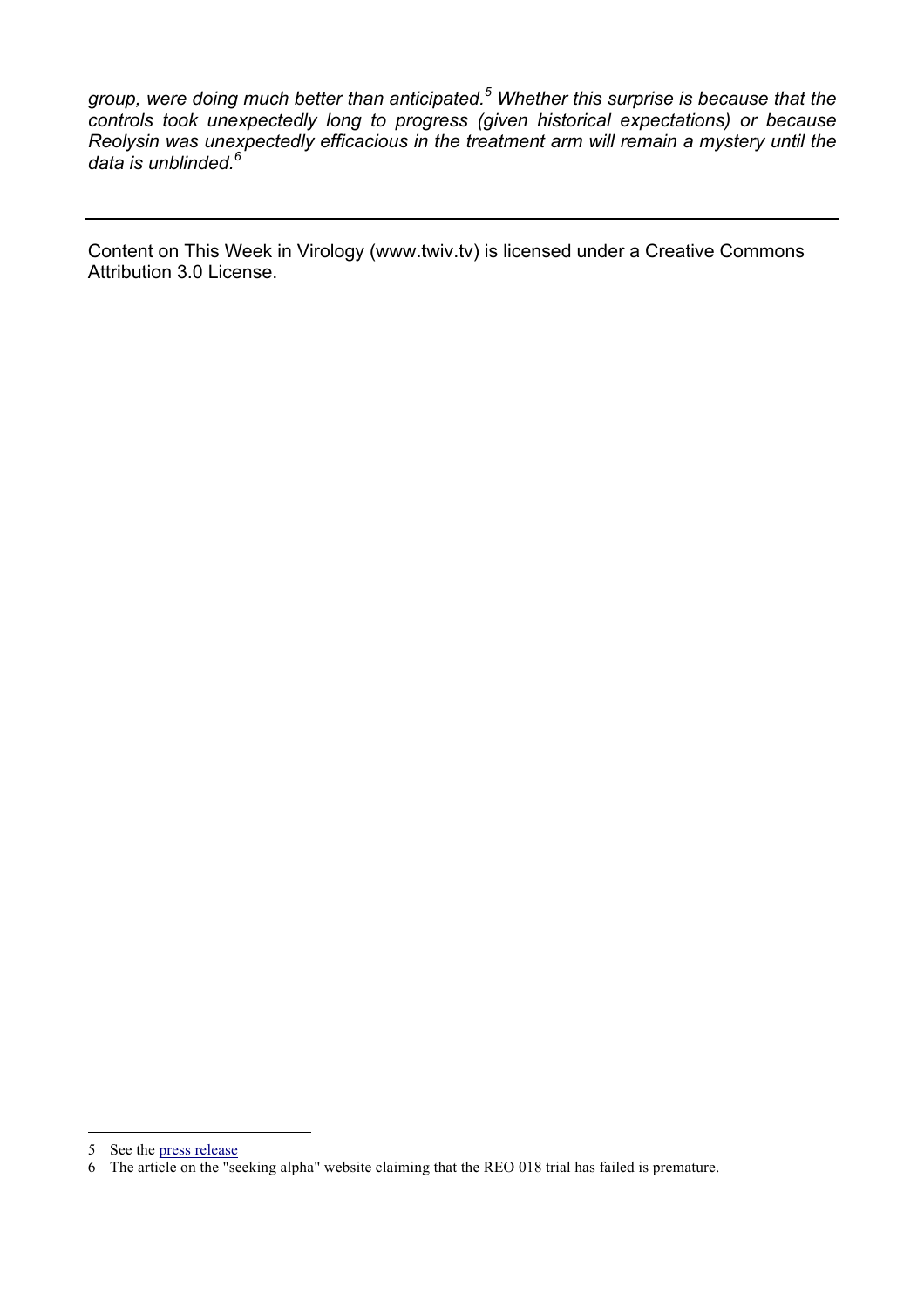*group, were doing much better than anticipated.*[5] *Whether this surprise is because that the controls took unexpectedly long to progress (given historical expectations) or because Reolysin was unexpectedly efficacious in the treatment arm will remain a mystery until the data is unblinded.*[6]

---

Content on This Week in Virology (www.twiv.tv) is licensed under a Creative Commons Attribution 3.0 License.

5 See the press release

6 The article on the "seeking alpha" website claiming that the REO 018 trial has failed is premature.